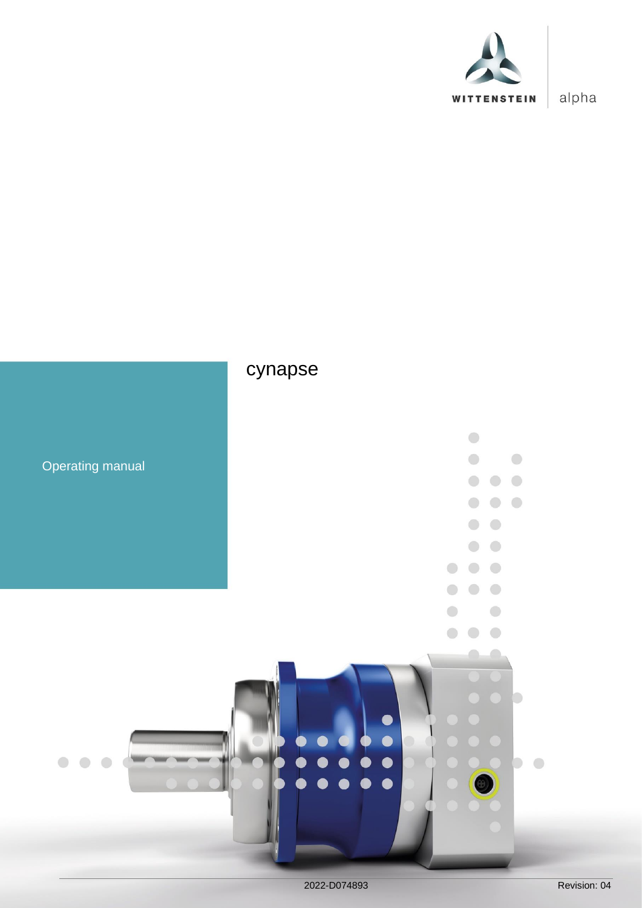WITTENSTEIN | alpha

# cynapse

Operating manual

2022-D074893 Revision: 04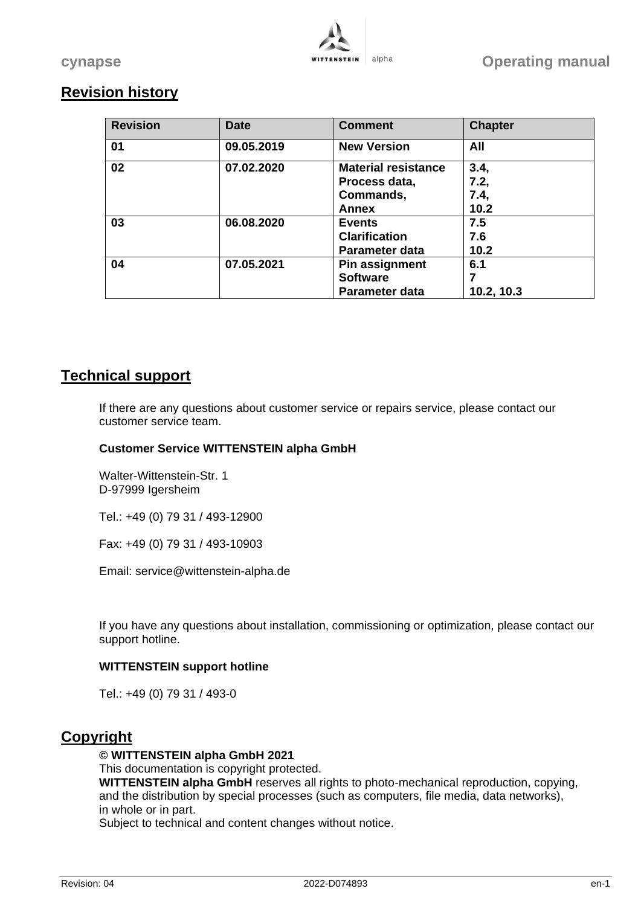## Revision history

| Revision | Date | Comment | Chapter |
|---|---|---|---|
| **01** | **09.05.2019** | **New Version** | **All** |
| **02** | **07.02.2020** | **Material resistance Process data, Commands, Annex** | **3.4, 7.2, 7.4, 10.2** |
| **03** | **06.08.2020** | **Events Clarification Parameter data** | **7.5 7.6 10.2** |
| **04** | **07.05.2021** | **Pin assignment Software Parameter data** | **6.1 7 10.2, 10.3** |

## Technical support

If there are any questions about customer service or repairs service, please contact our customer service team.

**Customer Service WITTENSTEIN alpha GmbH**

Walter-Wittenstein-Str. 1
D-97999 Igersheim

Tel.: +49 (0) 79 31 / 493-12900

Fax: +49 (0) 79 31 / 493-10903

Email: service@wittenstein-alpha.de

If you have any questions about installation, commissioning or optimization, please contact our support hotline.

**WITTENSTEIN support hotline**

Tel.: +49 (0) 79 31 / 493-0

## Copyright

**© WITTENSTEIN alpha GmbH 2021**
This documentation is copyright protected.
**WITTENSTEIN alpha GmbH** reserves all rights to photo-mechanical reproduction, copying, and the distribution by special processes (such as computers, file media, data networks), in whole or in part.
Subject to technical and content changes without notice.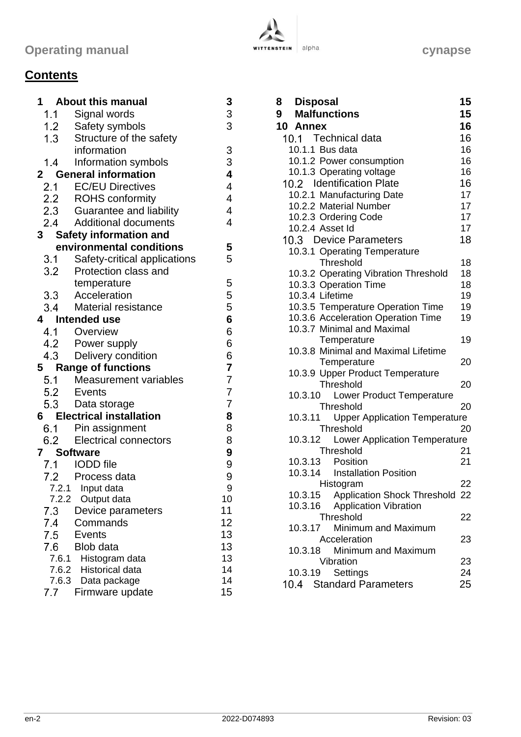## Contents

| | | |
|---|---|---|
| **1** | **About this manual** | **3** |
| 1.1 | Signal words | 3 |
| 1.2 | Safety symbols | 3 |
| 1.3 | Structure of the safety information | 3 |
| 1.4 | Information symbols | 3 |
| **2** | **General information** | **4** |
| 2.1 | EC/EU Directives | 4 |
| 2.2 | ROHS conformity | 4 |
| 2.3 | Guarantee and liability | 4 |
| 2.4 | Additional documents | 4 |
| **3** | **Safety information and environmental conditions** | **5** |
| 3.1 | Safety-critical applications | 5 |
| 3.2 | Protection class and temperature | 5 |
| 3.3 | Acceleration | 5 |
| 3.4 | Material resistance | 5 |
| **4** | **Intended use** | **6** |
| 4.1 | Overview | 6 |
| 4.2 | Power supply | 6 |
| 4.3 | Delivery condition | 6 |
| **5** | **Range of functions** | **7** |
| 5.1 | Measurement variables | 7 |
| 5.2 | Events | 7 |
| 5.3 | Data storage | 7 |
| **6** | **Electrical installation** | **8** |
| 6.1 | Pin assignment | 8 |
| 6.2 | Electrical connectors | 8 |
| **7** | **Software** | **9** |
| 7.1 | IODD file | 9 |
| 7.2 | Process data | 9 |
| 7.2.1 | Input data | 9 |
| 7.2.2 | Output data | 10 |
| 7.3 | Device parameters | 11 |
| 7.4 | Commands | 12 |
| 7.5 | Events | 13 |
| 7.6 | Blob data | 13 |
| 7.6.1 | Histogram data | 13 |
| 7.6.2 | Historical data | 14 |
| 7.6.3 | Data package | 14 |
| 7.7 | Firmware update | 15 |
| **8** | **Disposal** | **15** |
| **9** | **Malfunctions** | **15** |
| **10** | **Annex** | **16** |
| 10.1 | Technical data | 16 |
| 10.1.1 | Bus data | 16 |
| 10.1.2 | Power consumption | 16 |
| 10.1.3 | Operating voltage | 16 |
| 10.2 | Identification Plate | 16 |
| 10.2.1 | Manufacturing Date | 17 |
| 10.2.2 | Material Number | 17 |
| 10.2.3 | Ordering Code | 17 |
| 10.2.4 | Asset Id | 17 |
| 10.3 | Device Parameters | 18 |
| 10.3.1 | Operating Temperature Threshold | 18 |
| 10.3.2 | Operating Vibration Threshold | 18 |
| 10.3.3 | Operation Time | 18 |
| 10.3.4 | Lifetime | 19 |
| 10.3.5 | Temperature Operation Time | 19 |
| 10.3.6 | Acceleration Operation Time | 19 |
| 10.3.7 | Minimal and Maximal Temperature | 19 |
| 10.3.8 | Minimal and Maximal Lifetime Temperature | 20 |
| 10.3.9 | Upper Product Temperature Threshold | 20 |
| 10.3.10 | Lower Product Temperature Threshold | 20 |
| 10.3.11 | Upper Application Temperature Threshold | 20 |
| 10.3.12 | Lower Application Temperature Threshold | 21 |
| 10.3.13 | Position | 21 |
| 10.3.14 | Installation Position Histogram | 22 |
| 10.3.15 | Application Shock Threshold | 22 |
| 10.3.16 | Application Vibration Threshold | 22 |
| 10.3.17 | Minimum and Maximum Acceleration | 23 |
| 10.3.18 | Minimum and Maximum Vibration | 23 |
| 10.3.19 | Settings | 24 |
| 10.4 | Standard Parameters | 25 |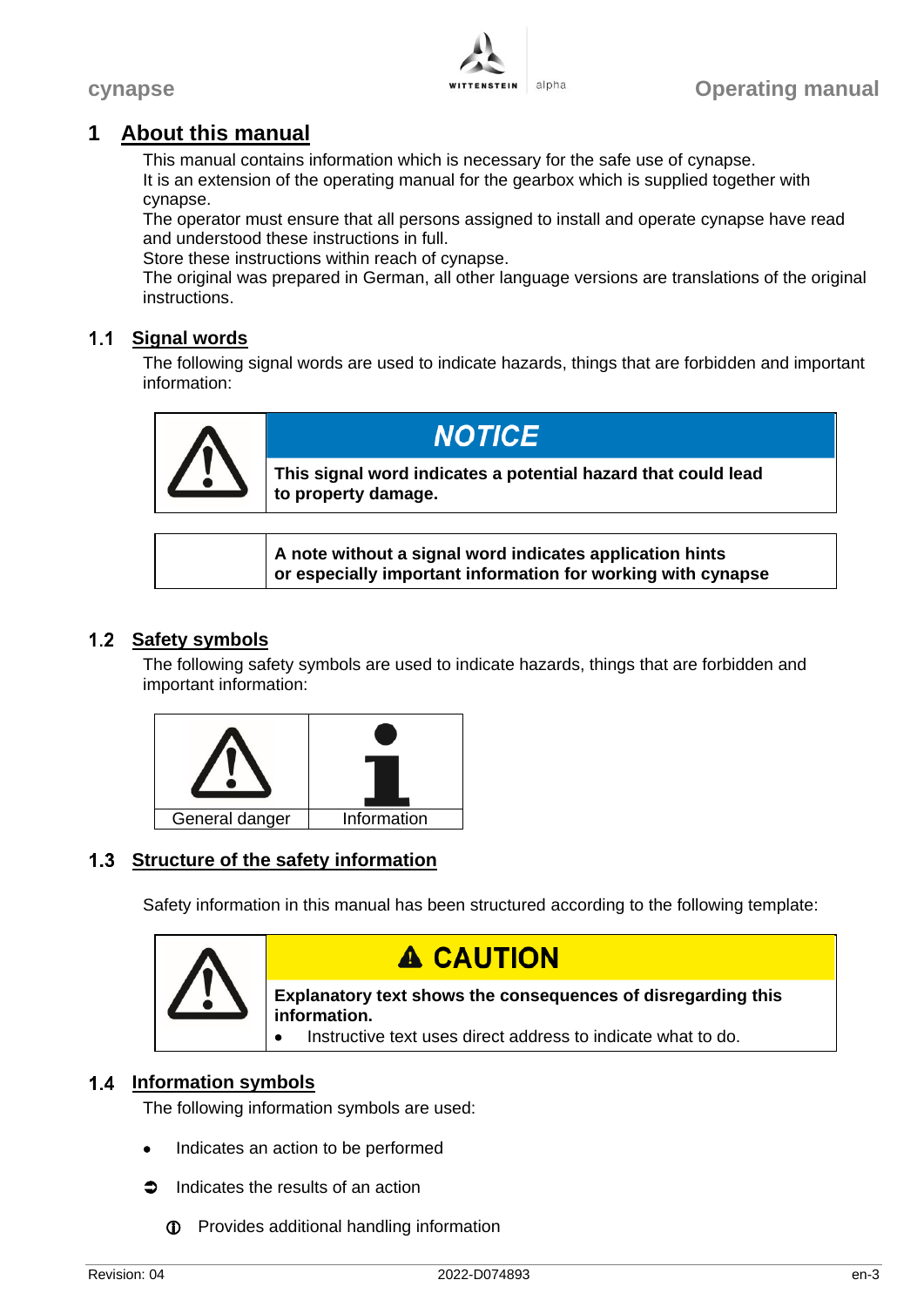# 1 About this manual

This manual contains information which is necessary for the safe use of cynapse.
It is an extension of the operating manual for the gearbox which is supplied together with cynapse.
The operator must ensure that all persons assigned to install and operate cynapse have read and understood these instructions in full.
Store these instructions within reach of cynapse.
The original was prepared in German, all other language versions are translations of the original instructions.

## 1.1 Signal words

The following signal words are used to indicate hazards, things that are forbidden and important information:

| | **NOTICE** |
|---|---|
| ⚠ | **This signal word indicates a potential hazard that could lead to property damage.** |

| | |
|---|---|
| | **A note without a signal word indicates application hints or especially important information for working with cynapse** |

## 1.2 Safety symbols

The following safety symbols are used to indicate hazards, things that are forbidden and important information:

| ⚠ | ℹ |
|---|---|
| General danger | Information |

## 1.3 Structure of the safety information

Safety information in this manual has been structured according to the following template:

| | **⚠ CAUTION** |
|---|---|
| ⚠ | **Explanatory text shows the consequences of disregarding this information.**<br>• Instructive text uses direct address to indicate what to do. |

## 1.4 Information symbols

The following information symbols are used:

- Indicates an action to be performed
- ➲ Indicates the results of an action
- ⓘ Provides additional handling information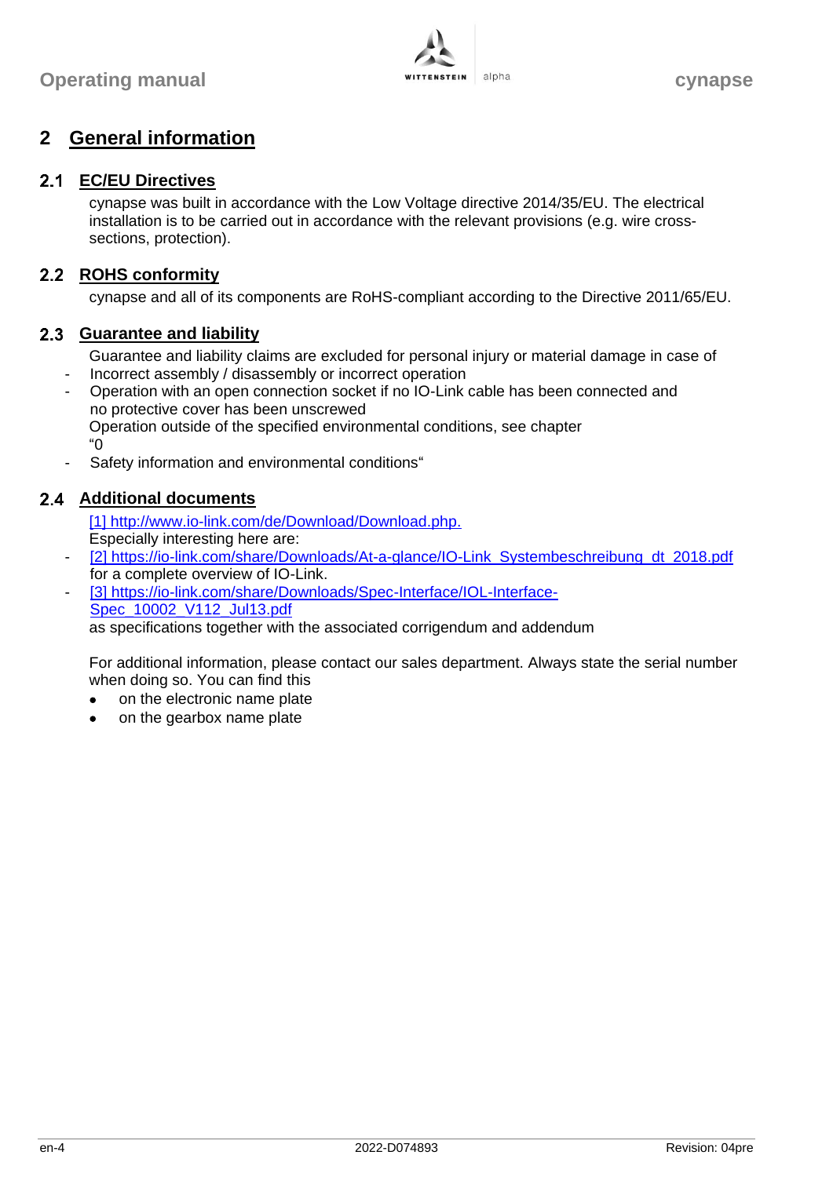# 2 General information

## 2.1 EC/EU Directives

cynapse was built in accordance with the Low Voltage directive 2014/35/EU. The electrical installation is to be carried out in accordance with the relevant provisions (e.g. wire cross-sections, protection).

## 2.2 ROHS conformity

cynapse and all of its components are RoHS-compliant according to the Directive 2011/65/EU.

## 2.3 Guarantee and liability

Guarantee and liability claims are excluded for personal injury or material damage in case of

- Incorrect assembly / disassembly or incorrect operation
- Operation with an open connection socket if no IO-Link cable has been connected and no protective cover has been unscrewed
  Operation outside of the specified environmental conditions, see chapter "0
- Safety information and environmental conditions"

## 2.4 Additional documents

[1] http://www.io-link.com/de/Download/Download.php.
Especially interesting here are:

- [2] https://io-link.com/share/Downloads/At-a-glance/IO-Link_Systembeschreibung_dt_2018.pdf for a complete overview of IO-Link.
- [3] https://io-link.com/share/Downloads/Spec-Interface/IOL-Interface-Spec_10002_V112_Jul13.pdf
  as specifications together with the associated corrigendum and addendum

For additional information, please contact our sales department. Always state the serial number when doing so. You can find this

- on the electronic name plate
- on the gearbox name plate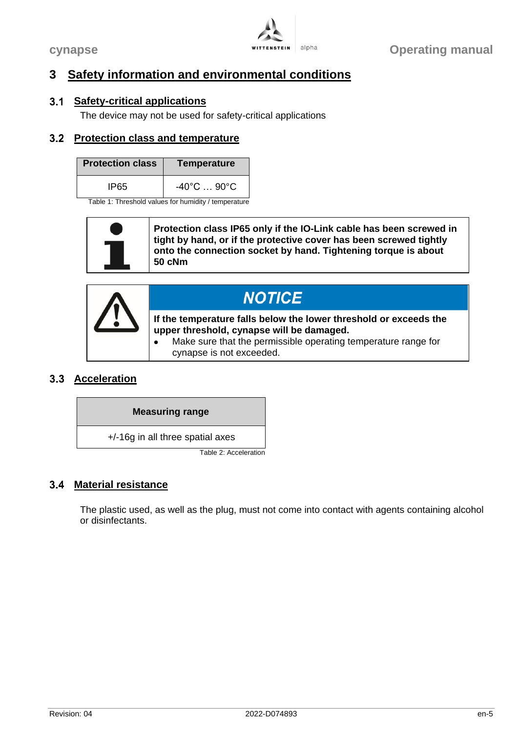# 3 Safety information and environmental conditions

## 3.1 Safety-critical applications

The device may not be used for safety-critical applications

## 3.2 Protection class and temperature

| Protection class | Temperature |
|---|---|
| IP65 | -40°C … 90°C |

Table 1: Threshold values for humidity / temperature

**Protection class IP65 only if the IO-Link cable has been screwed in tight by hand, or if the protective cover has been screwed tightly onto the connection socket by hand. Tightening torque is about 50 cNm**

> ***NOTICE***
>
> **If the temperature falls below the lower threshold or exceeds the upper threshold, cynapse will be damaged.**
>
> - Make sure that the permissible operating temperature range for cynapse is not exceeded.

## 3.3 Acceleration

| Measuring range |
|---|
| +/-16g in all three spatial axes |

Table 2: Acceleration

## 3.4 Material resistance

The plastic used, as well as the plug, must not come into contact with agents containing alcohol or disinfectants.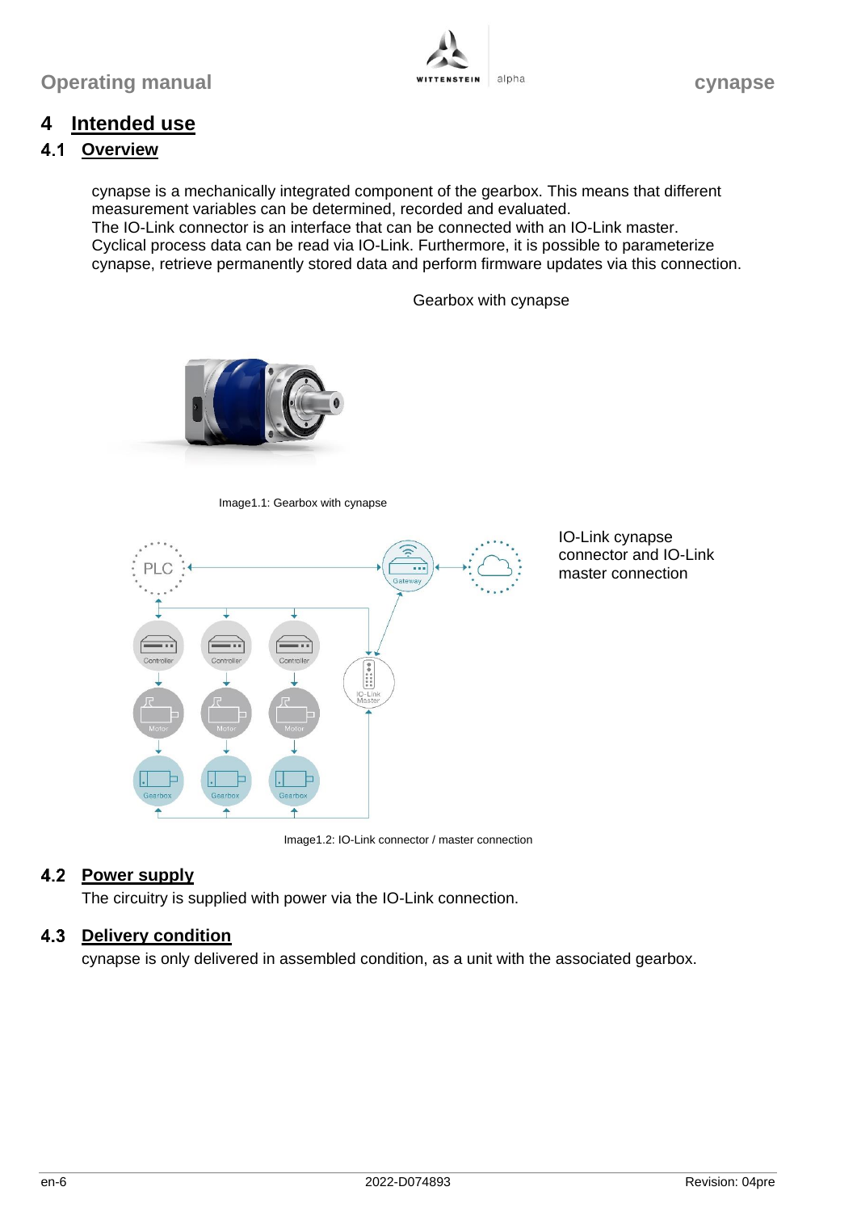# 4 Intended use

## 4.1 Overview

cynapse is a mechanically integrated component of the gearbox. This means that different measurement variables can be determined, recorded and evaluated.
The IO-Link connector is an interface that can be connected with an IO-Link master.
Cyclical process data can be read via IO-Link. Furthermore, it is possible to parameterize cynapse, retrieve permanently stored data and perform firmware updates via this connection.

Gearbox with cynapse

Image1.1: Gearbox with cynapse

IO-Link cynapse connector and IO-Link master connection

Image1.2: IO-Link connector / master connection

## 4.2 Power supply

The circuitry is supplied with power via the IO-Link connection.

## 4.3 Delivery condition

cynapse is only delivered in assembled condition, as a unit with the associated gearbox.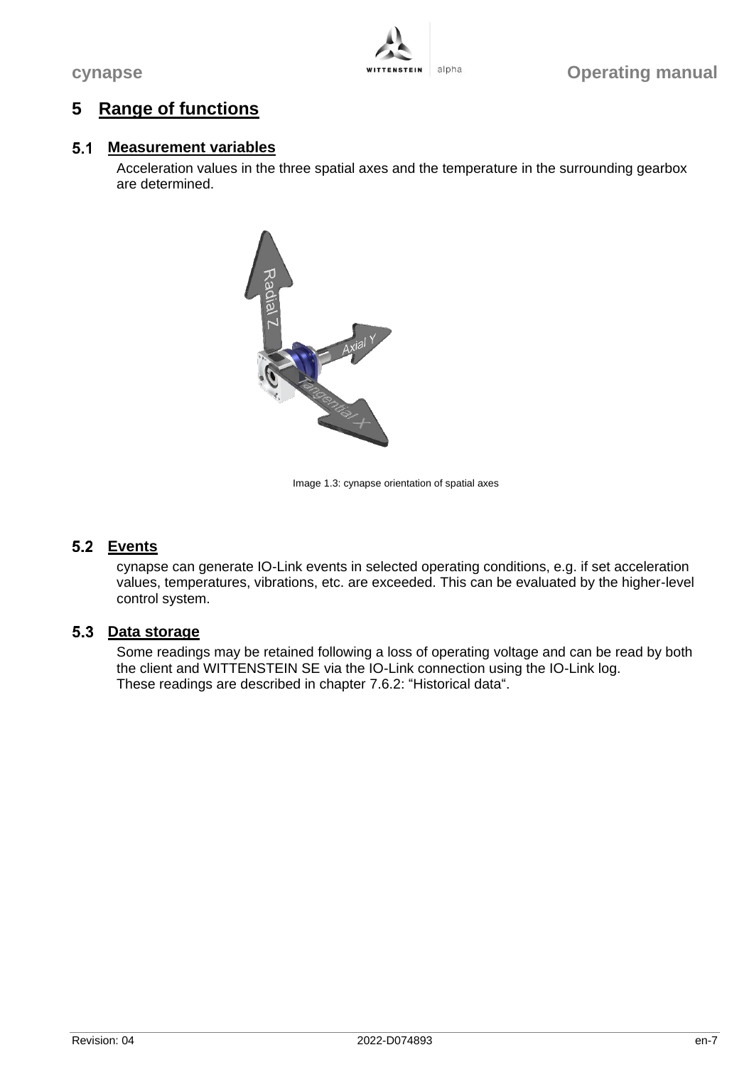# 5 Range of functions

## 5.1 Measurement variables

Acceleration values in the three spatial axes and the temperature in the surrounding gearbox are determined.

Image 1.3: cynapse orientation of spatial axes

## 5.2 Events

cynapse can generate IO-Link events in selected operating conditions, e.g. if set acceleration values, temperatures, vibrations, etc. are exceeded. This can be evaluated by the higher-level control system.

## 5.3 Data storage

Some readings may be retained following a loss of operating voltage and can be read by both the client and WITTENSTEIN SE via the IO-Link connection using the IO-Link log.
These readings are described in chapter 7.6.2: “Historical data“.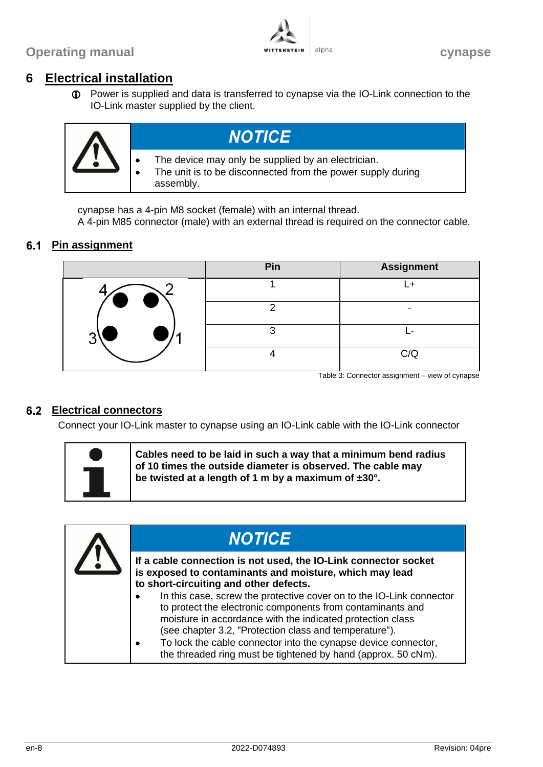# 6 Electrical installation

ⓘ Power is supplied and data is transferred to cynapse via the IO-Link connection to the IO-Link master supplied by the client.

> **NOTICE**
>
> - The device may only be supplied by an electrician.
> - The unit is to be disconnected from the power supply during assembly.

cynapse has a 4-pin M8 socket (female) with an internal thread.
A 4-pin M85 connector (male) with an external thread is required on the connector cable.

## 6.1 Pin assignment

| | Pin | Assignment |
|---|---|---|
| | 1 | L+ |
| | 2 | - |
| | 3 | L- |
| | 4 | C/Q |

Table 3: Connector assignment – view of cynapse

## 6.2 Electrical connectors

Connect your IO-Link master to cynapse using an IO-Link cable with the IO-Link connector

> **Cables need to be laid in such a way that a minimum bend radius of 10 times the outside diameter is observed. The cable may be twisted at a length of 1 m by a maximum of ±30°.**

> **NOTICE**
>
> **If a cable connection is not used, the IO-Link connector socket is exposed to contaminants and moisture, which may lead to short-circuiting and other defects.**
>
> - In this case, screw the protective cover on to the IO-Link connector to protect the electronic components from contaminants and moisture in accordance with the indicated protection class (see chapter 3.2, “Protection class and temperature“).
> - To lock the cable connector into the cynapse device connector, the threaded ring must be tightened by hand (approx. 50 cNm).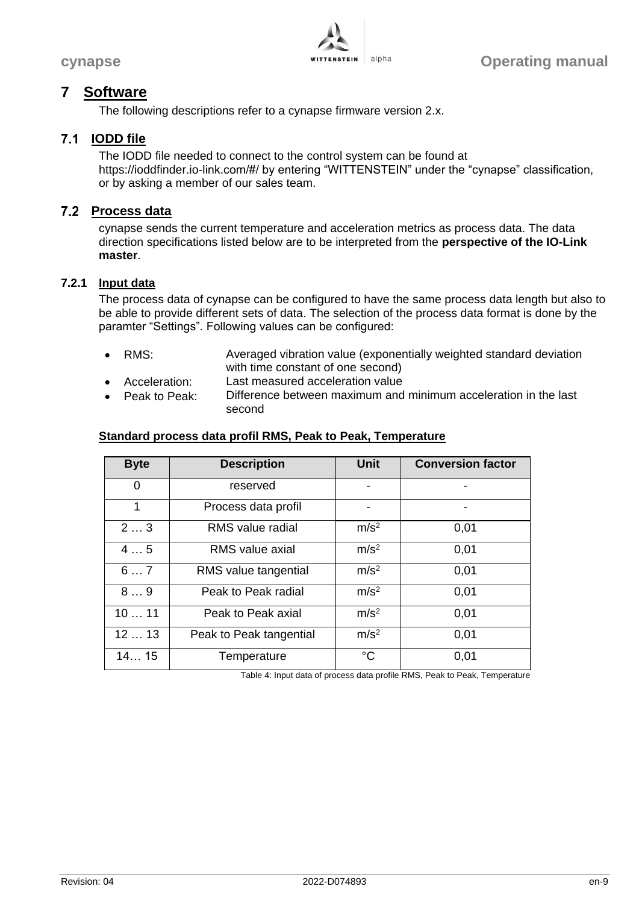# 7 Software

The following descriptions refer to a cynapse firmware version 2.x.

## 7.1 IODD file

The IODD file needed to connect to the control system can be found at https://ioddfinder.io-link.com/#/ by entering “WITTENSTEIN” under the “cynapse” classification, or by asking a member of our sales team.

## 7.2 Process data

cynapse sends the current temperature and acceleration metrics as process data. The data direction specifications listed below are to be interpreted from the **perspective of the IO-Link master**.

### 7.2.1 Input data

The process data of cynapse can be configured to have the same process data length but also to be able to provide different sets of data. The selection of the process data format is done by the paramter “Settings”. Following values can be configured:

- RMS: Averaged vibration value (exponentially weighted standard deviation with time constant of one second)
- Acceleration: Last measured acceleration value
- Peak to Peak: Difference between maximum and minimum acceleration in the last second

**Standard process data profil RMS, Peak to Peak, Temperature**

| Byte | Description | Unit | Conversion factor |
|---|---|---|---|
| 0 | reserved | - | - |
| 1 | Process data profil | - | - |
| 2 … 3 | RMS value radial | $m/s^2$ | 0,01 |
| 4 … 5 | RMS value axial | $m/s^2$ | 0,01 |
| 6 … 7 | RMS value tangential | $m/s^2$ | 0,01 |
| 8 … 9 | Peak to Peak radial | $m/s^2$ | 0,01 |
| 10 … 11 | Peak to Peak axial | $m/s^2$ | 0,01 |
| 12 … 13 | Peak to Peak tangential | $m/s^2$ | 0,01 |
| 14… 15 | Temperature | °C | 0,01 |

Table 4: Input data of process data profile RMS, Peak to Peak, Temperature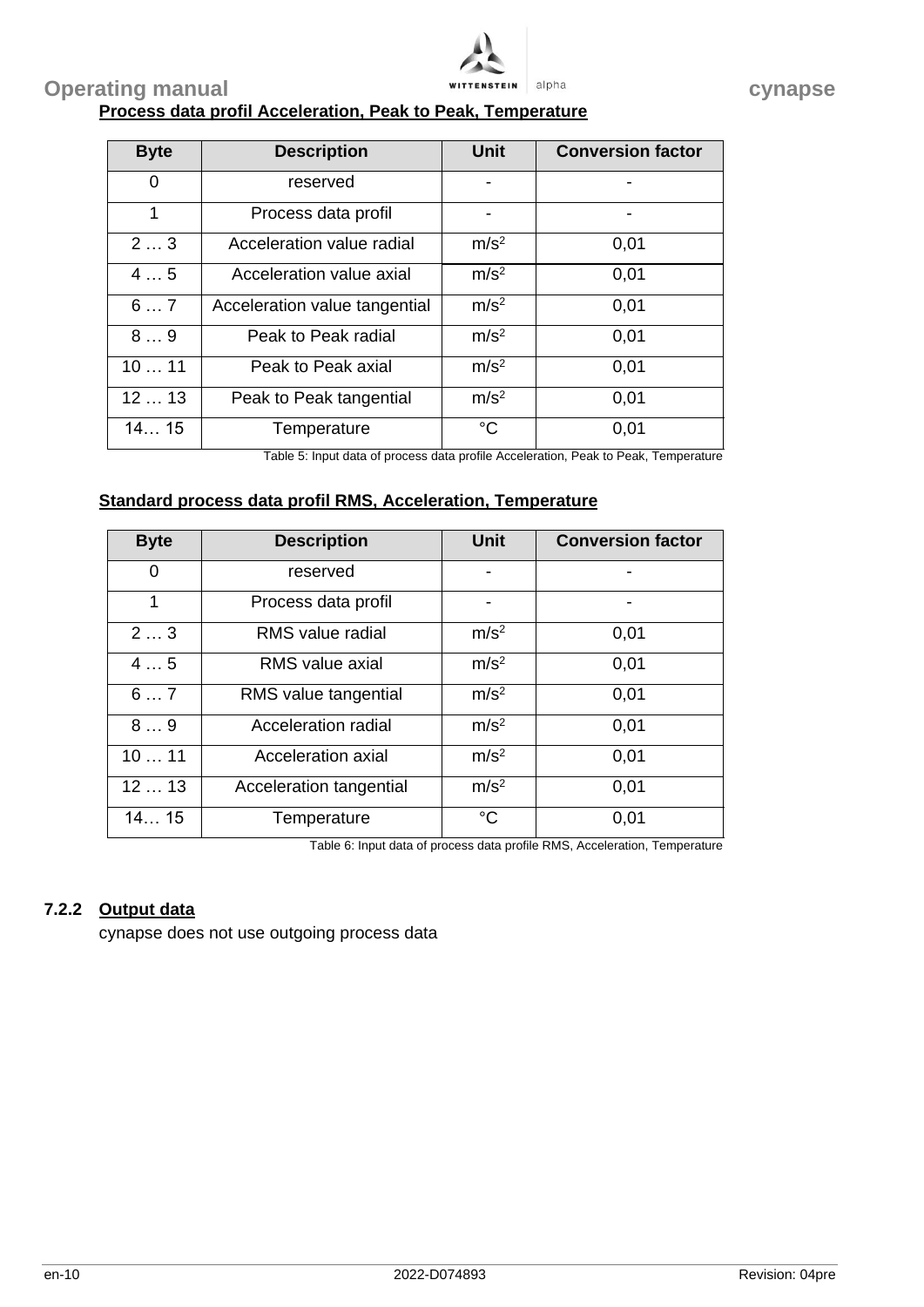**Process data profil Acceleration, Peak to Peak, Temperature**

| Byte | Description | Unit | Conversion factor |
|---|---|---|---|
| 0 | reserved | - | - |
| 1 | Process data profil | - | - |
| 2 … 3 | Acceleration value radial | $m/s^2$ | 0,01 |
| 4 … 5 | Acceleration value axial | $m/s^2$ | 0,01 |
| 6 … 7 | Acceleration value tangential | $m/s^2$ | 0,01 |
| 8 … 9 | Peak to Peak radial | $m/s^2$ | 0,01 |
| 10 … 11 | Peak to Peak axial | $m/s^2$ | 0,01 |
| 12 … 13 | Peak to Peak tangential | $m/s^2$ | 0,01 |
| 14… 15 | Temperature | °C | 0,01 |

Table 5: Input data of process data profile Acceleration, Peak to Peak, Temperature

**Standard process data profil RMS, Acceleration, Temperature**

| Byte | Description | Unit | Conversion factor |
|---|---|---|---|
| 0 | reserved | - | - |
| 1 | Process data profil | - | - |
| 2 … 3 | RMS value radial | $m/s^2$ | 0,01 |
| 4 … 5 | RMS value axial | $m/s^2$ | 0,01 |
| 6 … 7 | RMS value tangential | $m/s^2$ | 0,01 |
| 8 … 9 | Acceleration radial | $m/s^2$ | 0,01 |
| 10 … 11 | Acceleration axial | $m/s^2$ | 0,01 |
| 12 … 13 | Acceleration tangential | $m/s^2$ | 0,01 |
| 14… 15 | Temperature | °C | 0,01 |

Table 6: Input data of process data profile RMS, Acceleration, Temperature

### 7.2.2 Output data

cynapse does not use outgoing process data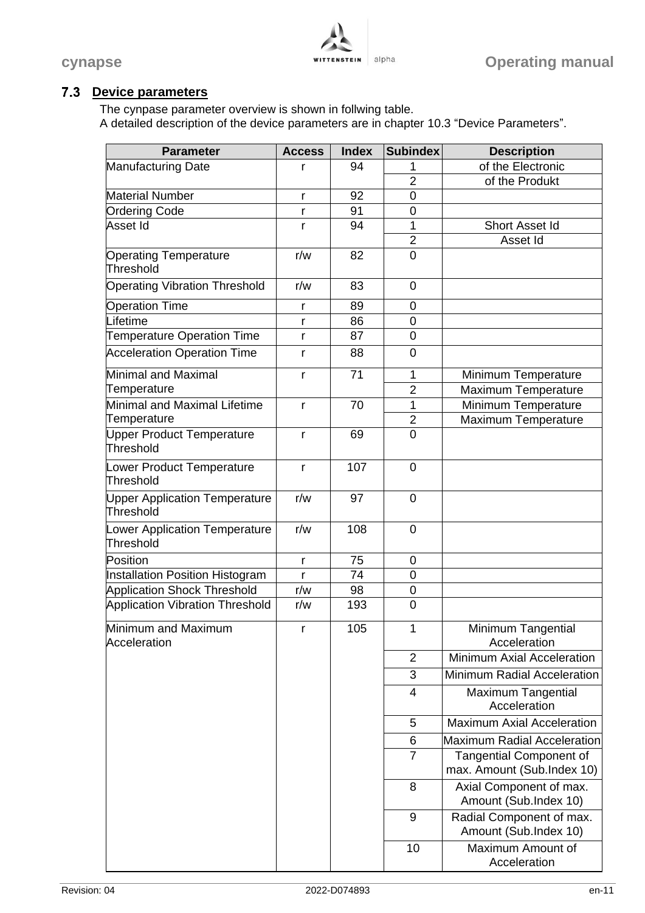## 7.3 Device parameters

The cynpase parameter overview is shown in follwing table.
A detailed description of the device parameters are in chapter 10.3 "Device Parameters".

| Parameter | Access | Index | Subindex | Description |
|---|---|---|---|---|
| Manufacturing Date | r | 94 | 1 | of the Electronic |
| | | | 2 | of the Produkt |
| Material Number | r | 92 | 0 | |
| Ordering Code | r | 91 | 0 | |
| Asset Id | r | 94 | 1 | Short Asset Id |
| | | | 2 | Asset Id |
| Operating Temperature Threshold | r/w | 82 | 0 | |
| Operating Vibration Threshold | r/w | 83 | 0 | |
| Operation Time | r | 89 | 0 | |
| Lifetime | r | 86 | 0 | |
| Temperature Operation Time | r | 87 | 0 | |
| Acceleration Operation Time | r | 88 | 0 | |
| Minimal and Maximal Temperature | r | 71 | 1 | Minimum Temperature |
| | | | 2 | Maximum Temperature |
| Minimal and Maximal Lifetime Temperature | r | 70 | 1 | Minimum Temperature |
| | | | 2 | Maximum Temperature |
| Upper Product Temperature Threshold | r | 69 | 0 | |
| Lower Product Temperature Threshold | r | 107 | 0 | |
| Upper Application Temperature Threshold | r/w | 97 | 0 | |
| Lower Application Temperature Threshold | r/w | 108 | 0 | |
| Position | r | 75 | 0 | |
| Installation Position Histogram | r | 74 | 0 | |
| Application Shock Threshold | r/w | 98 | 0 | |
| Application Vibration Threshold | r/w | 193 | 0 | |
| Minimum and Maximum Acceleration | r | 105 | 1 | Minimum Tangential Acceleration |
| | | | 2 | Minimum Axial Acceleration |
| | | | 3 | Minimum Radial Acceleration |
| | | | 4 | Maximum Tangential Acceleration |
| | | | 5 | Maximum Axial Acceleration |
| | | | 6 | Maximum Radial Acceleration |
| | | | 7 | Tangential Component of max. Amount (Sub.Index 10) |
| | | | 8 | Axial Component of max. Amount (Sub.Index 10) |
| | | | 9 | Radial Component of max. Amount (Sub.Index 10) |
| | | | 10 | Maximum Amount of Acceleration |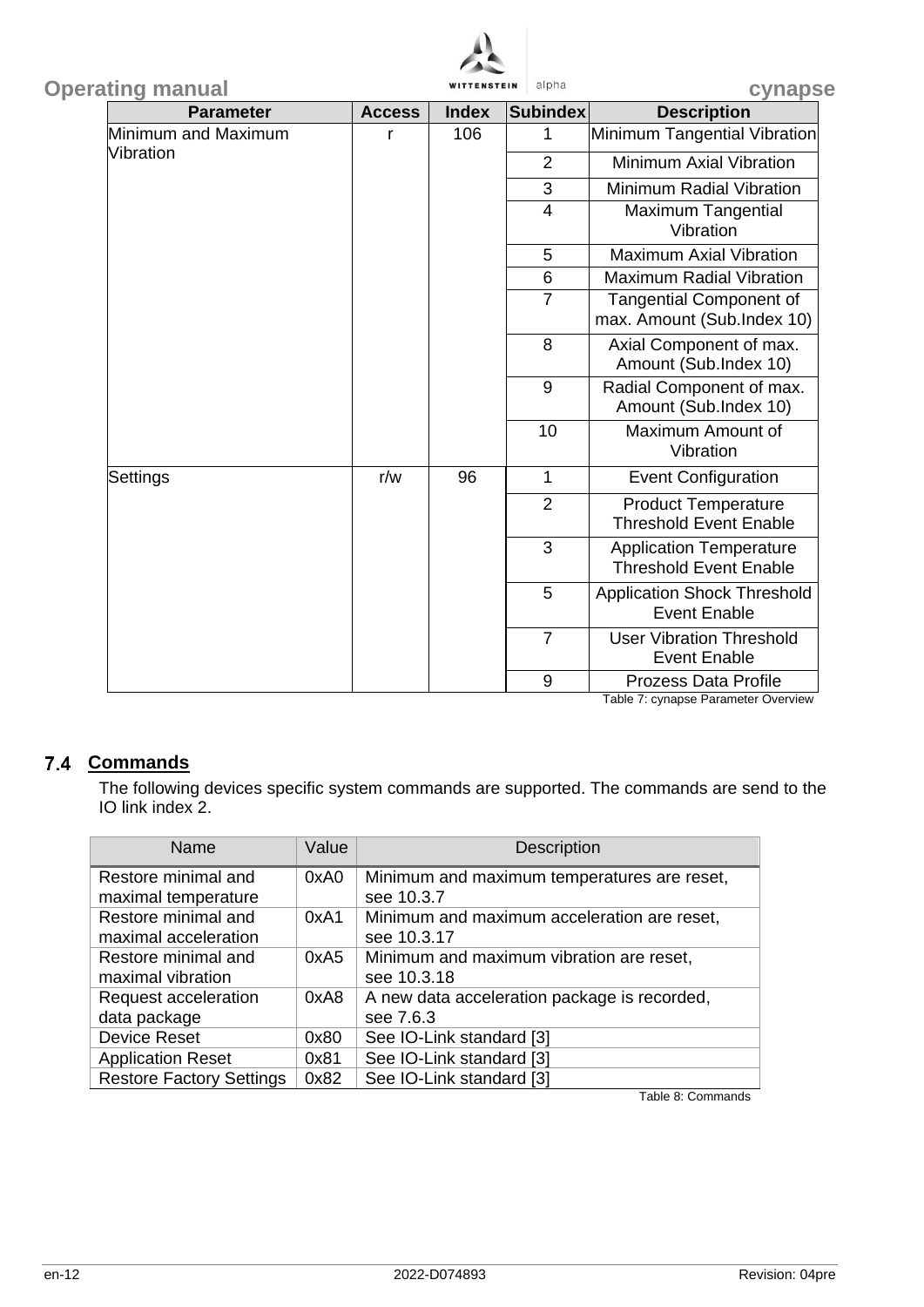| Parameter | Access | Index | Subindex | Description |
|---|---|---|---|---|
| Minimum and Maximum Vibration | r | 106 | 1 | Minimum Tangential Vibration |
| | | | 2 | Minimum Axial Vibration |
| | | | 3 | Minimum Radial Vibration |
| | | | 4 | Maximum Tangential Vibration |
| | | | 5 | Maximum Axial Vibration |
| | | | 6 | Maximum Radial Vibration |
| | | | 7 | Tangential Component of max. Amount (Sub.Index 10) |
| | | | 8 | Axial Component of max. Amount (Sub.Index 10) |
| | | | 9 | Radial Component of max. Amount (Sub.Index 10) |
| | | | 10 | Maximum Amount of Vibration |
| Settings | r/w | 96 | 1 | Event Configuration |
| | | | 2 | Product Temperature Threshold Event Enable |
| | | | 3 | Application Temperature Threshold Event Enable |
| | | | 5 | Application Shock Threshold Event Enable |
| | | | 7 | User Vibration Threshold Event Enable |
| | | | 9 | Prozess Data Profile |

Table 7: cynapse Parameter Overview

## 7.4 Commands

The following devices specific system commands are supported. The commands are send to the IO link index 2.

| Name | Value | Description |
|---|---|---|
| Restore minimal and maximal temperature | 0xA0 | Minimum and maximum temperatures are reset, see 10.3.7 |
| Restore minimal and maximal acceleration | 0xA1 | Minimum and maximum acceleration are reset, see 10.3.17 |
| Restore minimal and maximal vibration | 0xA5 | Minimum and maximum vibration are reset, see 10.3.18 |
| Request acceleration data package | 0xA8 | A new data acceleration package is recorded, see 7.6.3 |
| Device Reset | 0x80 | See IO-Link standard [3] |
| Application Reset | 0x81 | See IO-Link standard [3] |
| Restore Factory Settings | 0x82 | See IO-Link standard [3] |

Table 8: Commands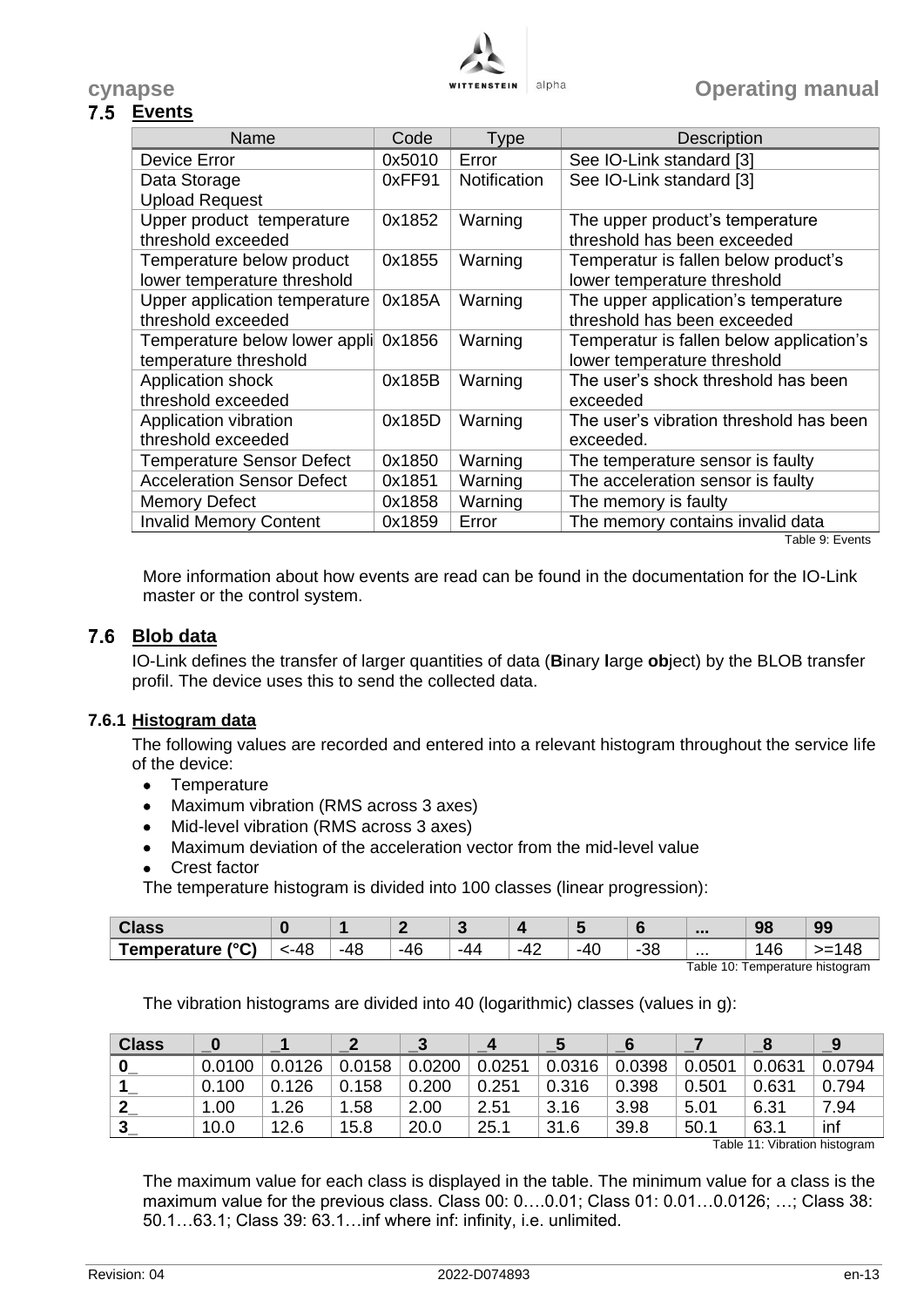## 7.5 Events

| Name | Code | Type | Description |
|---|---|---|---|
| Device Error | 0x5010 | Error | See IO-Link standard [3] |
| Data Storage Upload Request | 0xFF91 | Notification | See IO-Link standard [3] |
| Upper product temperature threshold exceeded | 0x1852 | Warning | The upper product's temperature threshold has been exceeded |
| Temperature below product lower temperature threshold | 0x1855 | Warning | Temperatur is fallen below product's lower temperature threshold |
| Upper application temperature threshold exceeded | 0x185A | Warning | The upper application's temperature threshold has been exceeded |
| Temperature below lower appli temperature threshold | 0x1856 | Warning | Temperatur is fallen below application's lower temperature threshold |
| Application shock threshold exceeded | 0x185B | Warning | The user's shock threshold has been exceeded |
| Application vibration threshold exceeded | 0x185D | Warning | The user's vibration threshold has been exceeded. |
| Temperature Sensor Defect | 0x1850 | Warning | The temperature sensor is faulty |
| Acceleration Sensor Defect | 0x1851 | Warning | The acceleration sensor is faulty |
| Memory Defect | 0x1858 | Warning | The memory is faulty |
| Invalid Memory Content | 0x1859 | Error | The memory contains invalid data |

Table 9: Events

More information about how events are read can be found in the documentation for the IO-Link master or the control system.

## 7.6 Blob data

IO-Link defines the transfer of larger quantities of data (**B**inary **l**arge **ob**ject) by the BLOB transfer profil. The device uses this to send the collected data.

### 7.6.1 Histogram data

The following values are recorded and entered into a relevant histogram throughout the service life of the device:

- Temperature
- Maximum vibration (RMS across 3 axes)
- Mid-level vibration (RMS across 3 axes)
- Maximum deviation of the acceleration vector from the mid-level value
- Crest factor

The temperature histogram is divided into 100 classes (linear progression):

| **Class** | **0** | **1** | **2** | **3** | **4** | **5** | **6** | **...** | **98** | **99** |
|---|---|---|---|---|---|---|---|---|---|---|
| **Temperature (°C)** | <-48 | -48 | -46 | -44 | -42 | -40 | -38 | ... | 146 | >=148 |

Table 10: Temperature histogram

The vibration histograms are divided into 40 (logarithmic) classes (values in g):

| **Class** | **_0** | **_1** | **_2** | **_3** | **_4** | **_5** | **_6** | **_7** | **_8** | **_9** |
|---|---|---|---|---|---|---|---|---|---|---|
| **0_** | 0.0100 | 0.0126 | 0.0158 | 0.0200 | 0.0251 | 0.0316 | 0.0398 | 0.0501 | 0.0631 | 0.0794 |
| **1_** | 0.100 | 0.126 | 0.158 | 0.200 | 0.251 | 0.316 | 0.398 | 0.501 | 0.631 | 0.794 |
| **2_** | 1.00 | 1.26 | 1.58 | 2.00 | 2.51 | 3.16 | 3.98 | 5.01 | 6.31 | 7.94 |
| **3_** | 10.0 | 12.6 | 15.8 | 20.0 | 25.1 | 31.6 | 39.8 | 50.1 | 63.1 | inf |

Table 11: Vibration histogram

The maximum value for each class is displayed in the table. The minimum value for a class is the maximum value for the previous class. Class 00: 0….0.01; Class 01: 0.01…0.0126; …; Class 38: 50.1…63.1; Class 39: 63.1…inf where inf: infinity, i.e. unlimited.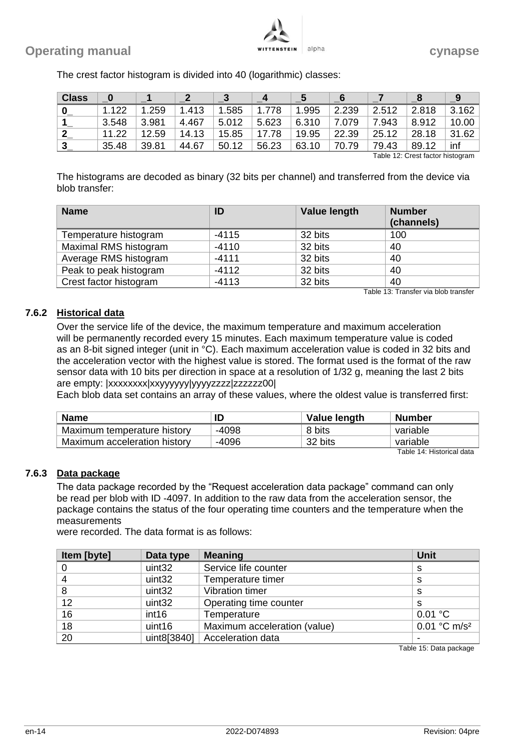The crest factor histogram is divided into 40 (logarithmic) classes:

| Class | _0 | _1 | _2 | _3 | _4 | _5 | _6 | _7 | _8 | _9 |
|---|---|---|---|---|---|---|---|---|---|---|
| 0_ | 1.122 | 1.259 | 1.413 | 1.585 | 1.778 | 1.995 | 2.239 | 2.512 | 2.818 | 3.162 |
| 1_ | 3.548 | 3.981 | 4.467 | 5.012 | 5.623 | 6.310 | 7.079 | 7.943 | 8.912 | 10.00 |
| 2_ | 11.22 | 12.59 | 14.13 | 15.85 | 17.78 | 19.95 | 22.39 | 25.12 | 28.18 | 31.62 |
| 3_ | 35.48 | 39.81 | 44.67 | 50.12 | 56.23 | 63.10 | 70.79 | 79.43 | 89.12 | inf |

Table 12: Crest factor histogram

The histograms are decoded as binary (32 bits per channel) and transferred from the device via blob transfer:

| Name | ID | Value length | Number (channels) |
|---|---|---|---|
| Temperature histogram | -4115 | 32 bits | 100 |
| Maximal RMS histogram | -4110 | 32 bits | 40 |
| Average RMS histogram | -4111 | 32 bits | 40 |
| Peak to peak histogram | -4112 | 32 bits | 40 |
| Crest factor histogram | -4113 | 32 bits | 40 |

Table 13: Transfer via blob transfer

### 7.6.2 Historical data

Over the service life of the device, the maximum temperature and maximum acceleration will be permanently recorded every 15 minutes. Each maximum temperature value is coded as an 8-bit signed integer (unit in °C). Each maximum acceleration value is coded in 32 bits and the acceleration vector with the highest value is stored. The format used is the format of the raw sensor data with 10 bits per direction in space at a resolution of 1/32 g, meaning the last 2 bits are empty: |xxxxxxxx|xxyyyyyy|yyyyzzzz|zzzzzz00|

Each blob data set contains an array of these values, where the oldest value is transferred first:

| Name | ID | Value length | Number |
|---|---|---|---|
| Maximum temperature history | -4098 | 8 bits | variable |
| Maximum acceleration history | -4096 | 32 bits | variable |

Table 14: Historical data

### 7.6.3 Data package

The data package recorded by the "Request acceleration data package" command can only be read per blob with ID -4097. In addition to the raw data from the acceleration sensor, the package contains the status of the four operating time counters and the temperature when the measurements were recorded. The data format is as follows:

| Item [byte] | Data type | Meaning | Unit |
|---|---|---|---|
| 0 | uint32 | Service life counter | s |
| 4 | uint32 | Temperature timer | s |
| 8 | uint32 | Vibration timer | s |
| 12 | uint32 | Operating time counter | s |
| 16 | int16 | Temperature | 0.01 °C |
| 18 | uint16 | Maximum acceleration (value) | 0.01 °C m/s² |
| 20 | uint8[3840] | Acceleration data | - |

Table 15: Data package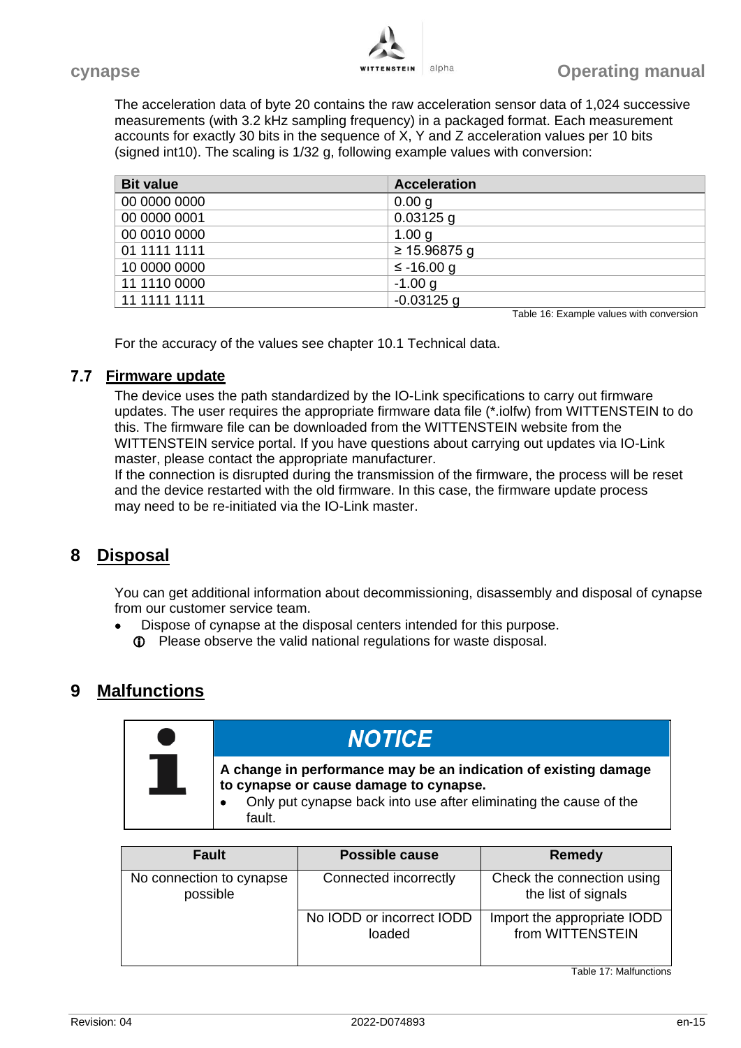The acceleration data of byte 20 contains the raw acceleration sensor data of 1,024 successive measurements (with 3.2 kHz sampling frequency) in a packaged format. Each measurement accounts for exactly 30 bits in the sequence of X, Y and Z acceleration values per 10 bits (signed int10). The scaling is 1/32 g, following example values with conversion:

| Bit value | Acceleration |
|---|---|
| 00 0000 0000 | 0.00 g |
| 00 0000 0001 | 0.03125 g |
| 00 0010 0000 | 1.00 g |
| 01 1111 1111 | ≥ 15.96875 g |
| 10 0000 0000 | ≤ -16.00 g |
| 11 1110 0000 | -1.00 g |
| 11 1111 1111 | -0.03125 g |

Table 16: Example values with conversion

For the accuracy of the values see chapter 10.1 Technical data.

## 7.7 Firmware update

The device uses the path standardized by the IO-Link specifications to carry out firmware updates. The user requires the appropriate firmware data file (*.iolfw) from WITTENSTEIN to do this. The firmware file can be downloaded from the WITTENSTEIN website from the WITTENSTEIN service portal. If you have questions about carrying out updates via IO-Link master, please contact the appropriate manufacturer.
If the connection is disrupted during the transmission of the firmware, the process will be reset and the device restarted with the old firmware. In this case, the firmware update process may need to be re-initiated via the IO-Link master.

# 8 Disposal

You can get additional information about decommissioning, disassembly and disposal of cynapse from our customer service team.

- Dispose of cynapse at the disposal centers intended for this purpose.
  - ⓘ Please observe the valid national regulations for waste disposal.

# 9 Malfunctions

> **NOTICE**
>
> **A change in performance may be an indication of existing damage to cynapse or cause damage to cynapse.**
>
> - Only put cynapse back into use after eliminating the cause of the fault.

| Fault | Possible cause | Remedy |
|---|---|---|
| No connection to cynapse possible | Connected incorrectly | Check the connection using the list of signals |
| | No IODD or incorrect IODD loaded | Import the appropriate IODD from WITTENSTEIN |

Table 17: Malfunctions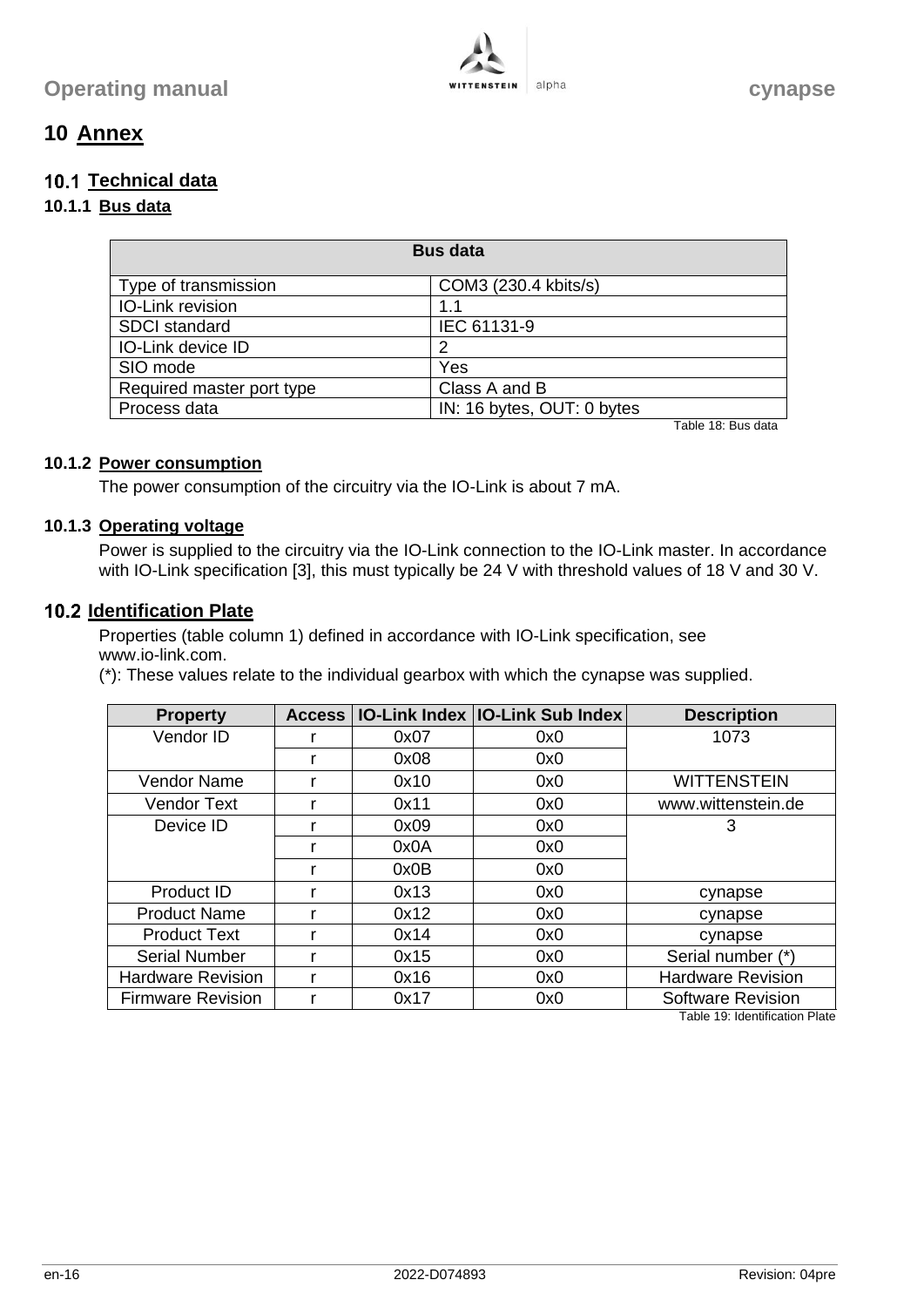# 10 Annex

## 10.1 Technical data

### 10.1.1 Bus data

| Bus data | |
|---|---|
| Type of transmission | COM3 (230.4 kbits/s) |
| IO-Link revision | 1.1 |
| SDCI standard | IEC 61131-9 |
| IO-Link device ID | 2 |
| SIO mode | Yes |
| Required master port type | Class A and B |
| Process data | IN: 16 bytes, OUT: 0 bytes |

Table 18: Bus data

### 10.1.2 Power consumption

The power consumption of the circuitry via the IO-Link is about 7 mA.

### 10.1.3 Operating voltage

Power is supplied to the circuitry via the IO-Link connection to the IO-Link master. In accordance with IO-Link specification [3], this must typically be 24 V with threshold values of 18 V and 30 V.

## 10.2 Identification Plate

Properties (table column 1) defined in accordance with IO-Link specification, see www.io-link.com.
(*): These values relate to the individual gearbox with which the cynapse was supplied.

| Property | Access | IO-Link Index | IO-Link Sub Index | Description |
|---|---|---|---|---|
| Vendor ID | r | 0x07 | 0x0 | 1073 |
| | r | 0x08 | 0x0 | |
| Vendor Name | r | 0x10 | 0x0 | WITTENSTEIN |
| Vendor Text | r | 0x11 | 0x0 | www.wittenstein.de |
| Device ID | r | 0x09 | 0x0 | 3 |
| | r | 0x0A | 0x0 | |
| | r | 0x0B | 0x0 | |
| Product ID | r | 0x13 | 0x0 | cynapse |
| Product Name | r | 0x12 | 0x0 | cynapse |
| Product Text | r | 0x14 | 0x0 | cynapse |
| Serial Number | r | 0x15 | 0x0 | Serial number (*) |
| Hardware Revision | r | 0x16 | 0x0 | Hardware Revision |
| Firmware Revision | r | 0x17 | 0x0 | Software Revision |

Table 19: Identification Plate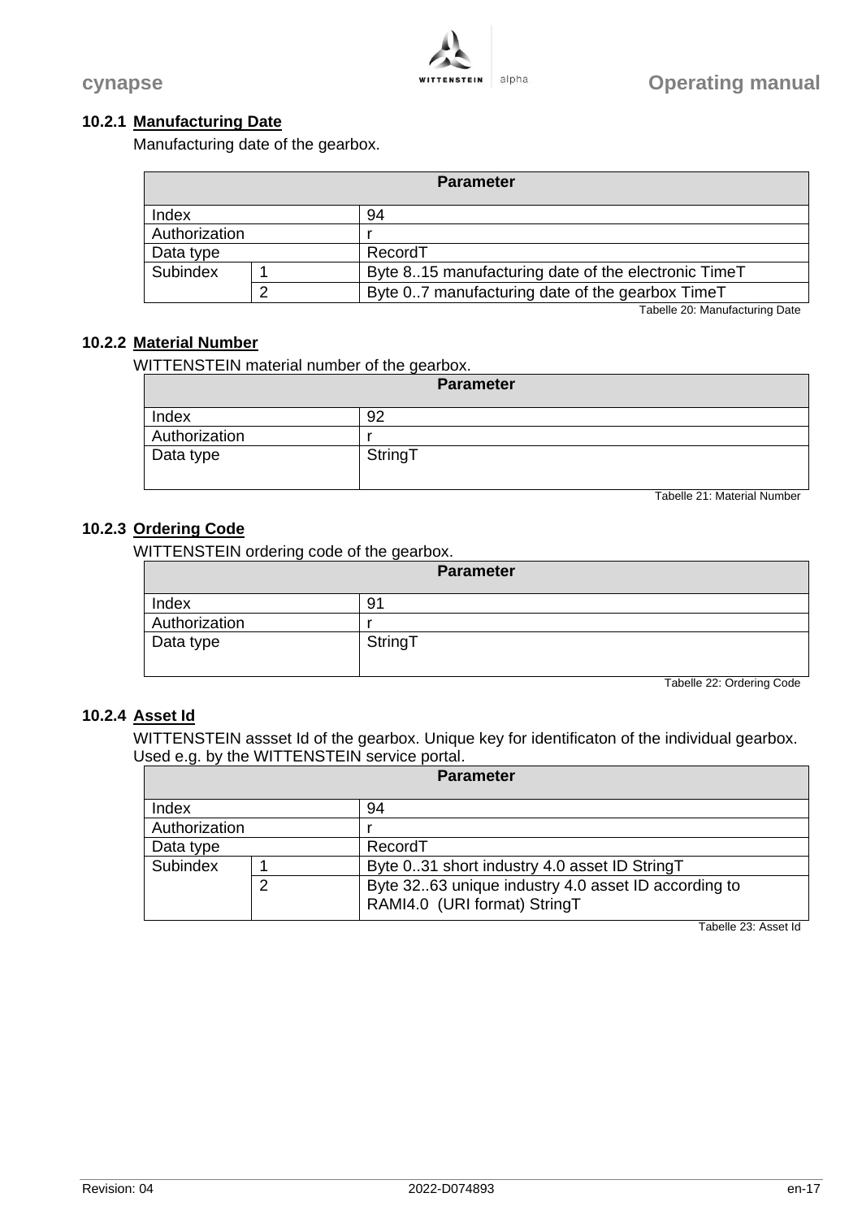### 10.2.1 Manufacturing Date

Manufacturing date of the gearbox.

| Parameter | | |
|---|---|---|
| Index | | 94 |
| Authorization | | r |
| Data type | | RecordT |
| Subindex | 1 | Byte 8..15 manufacturing date of the electronic TimeT |
| | 2 | Byte 0..7 manufacturing date of the gearbox TimeT |

Tabelle 20: Manufacturing Date

### 10.2.2 Material Number

WITTENSTEIN material number of the gearbox.

| Parameter | |
|---|---|
| Index | 92 |
| Authorization | r |
| Data type | StringT |

Tabelle 21: Material Number

### 10.2.3 Ordering Code

WITTENSTEIN ordering code of the gearbox.

| Parameter | |
|---|---|
| Index | 91 |
| Authorization | r |
| Data type | StringT |

Tabelle 22: Ordering Code

### 10.2.4 Asset Id

WITTENSTEIN assset Id of the gearbox. Unique key for identificaton of the individual gearbox. Used e.g. by the WITTENSTEIN service portal.

| Parameter | | |
|---|---|---|
| Index | | 94 |
| Authorization | | r |
| Data type | | RecordT |
| Subindex | 1 | Byte 0..31 short industry 4.0 asset ID StringT |
| | 2 | Byte 32..63 unique industry 4.0 asset ID according to RAMI4.0 (URI format) StringT |

Tabelle 23: Asset Id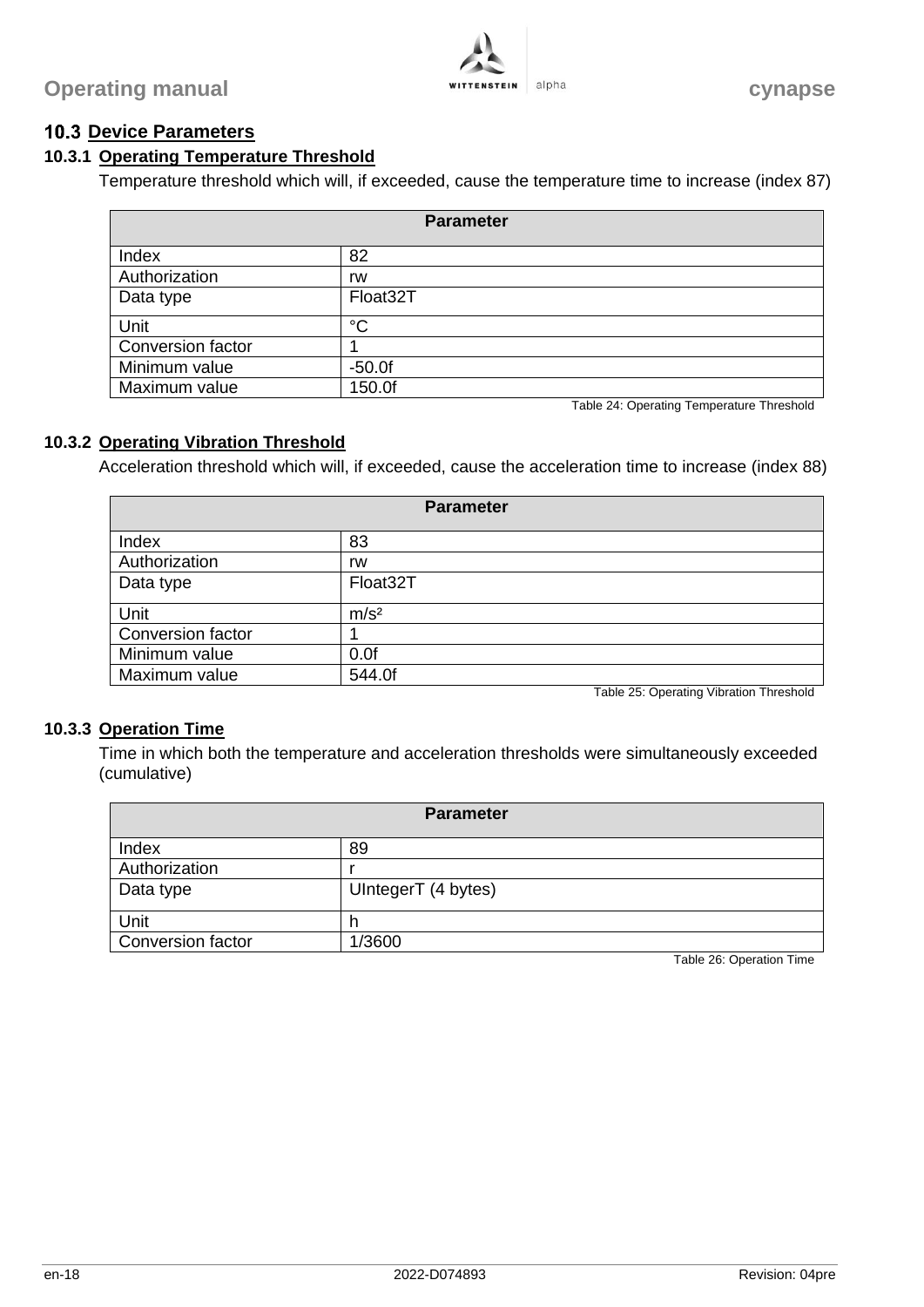## 10.3 Device Parameters

### 10.3.1 Operating Temperature Threshold

Temperature threshold which will, if exceeded, cause the temperature time to increase (index 87)

| Parameter | |
|---|---|
| Index | 82 |
| Authorization | rw |
| Data type | Float32T |
| Unit | °C |
| Conversion factor | 1 |
| Minimum value | -50.0f |
| Maximum value | 150.0f |

Table 24: Operating Temperature Threshold

### 10.3.2 Operating Vibration Threshold

Acceleration threshold which will, if exceeded, cause the acceleration time to increase (index 88)

| Parameter | |
|---|---|
| Index | 83 |
| Authorization | rw |
| Data type | Float32T |
| Unit | m/s² |
| Conversion factor | 1 |
| Minimum value | 0.0f |
| Maximum value | 544.0f |

Table 25: Operating Vibration Threshold

### 10.3.3 Operation Time

Time in which both the temperature and acceleration thresholds were simultaneously exceeded (cumulative)

| Parameter | |
|---|---|
| Index | 89 |
| Authorization | r |
| Data type | UIntegerT (4 bytes) |
| Unit | h |
| Conversion factor | 1/3600 |

Table 26: Operation Time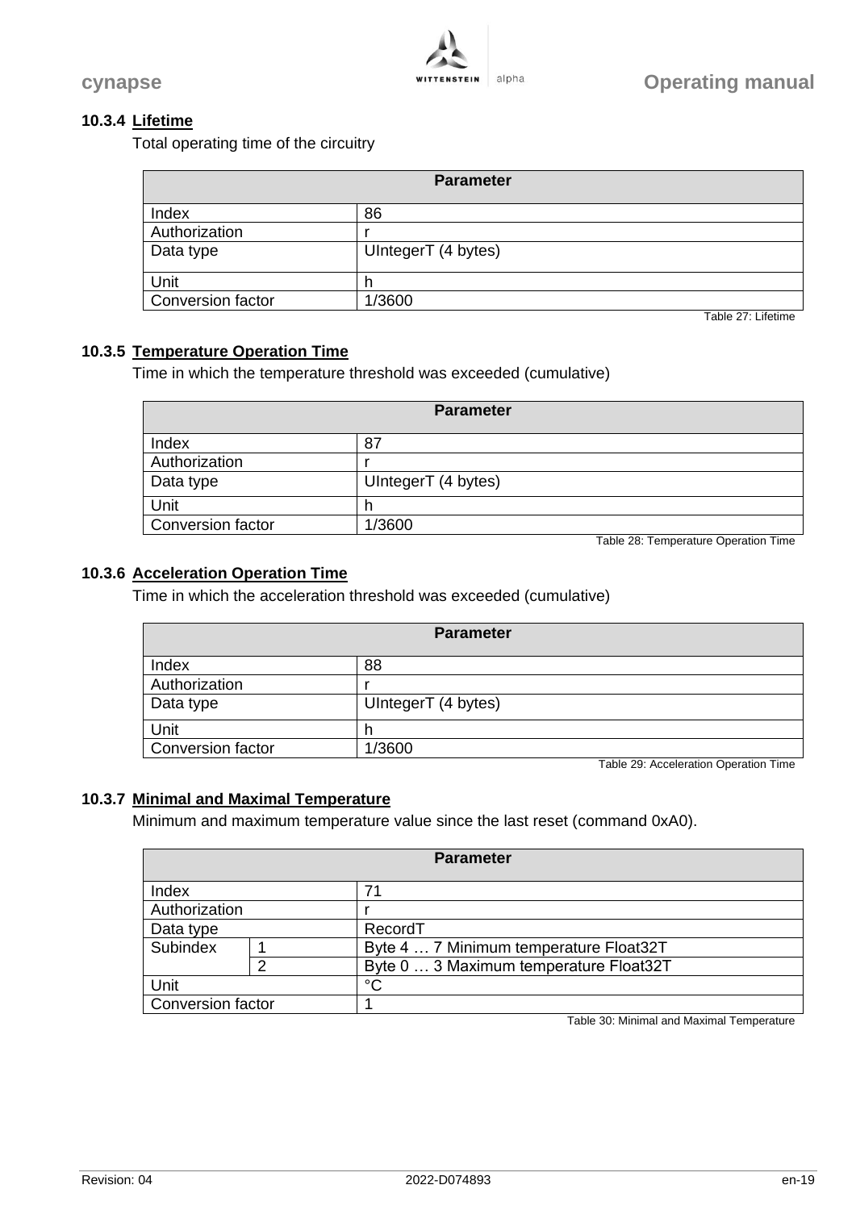### 10.3.4 Lifetime

Total operating time of the circuitry

| Parameter | |
|---|---|
| Index | 86 |
| Authorization | r |
| Data type | UIntegerT (4 bytes) |
| Unit | h |
| Conversion factor | 1/3600 |

Table 27: Lifetime

### 10.3.5 Temperature Operation Time

Time in which the temperature threshold was exceeded (cumulative)

| Parameter | |
|---|---|
| Index | 87 |
| Authorization | r |
| Data type | UIntegerT (4 bytes) |
| Unit | h |
| Conversion factor | 1/3600 |

Table 28: Temperature Operation Time

### 10.3.6 Acceleration Operation Time

Time in which the acceleration threshold was exceeded (cumulative)

| Parameter | |
|---|---|
| Index | 88 |
| Authorization | r |
| Data type | UIntegerT (4 bytes) |
| Unit | h |
| Conversion factor | 1/3600 |

Table 29: Acceleration Operation Time

### 10.3.7 Minimal and Maximal Temperature

Minimum and maximum temperature value since the last reset (command 0xA0).

| Parameter | | |
|---|---|---|
| Index | | 71 |
| Authorization | | r |
| Data type | | RecordT |
| Subindex | 1 | Byte 4 … 7 Minimum temperature Float32T |
| | 2 | Byte 0 … 3 Maximum temperature Float32T |
| Unit | | °C |
| Conversion factor | | 1 |

Table 30: Minimal and Maximal Temperature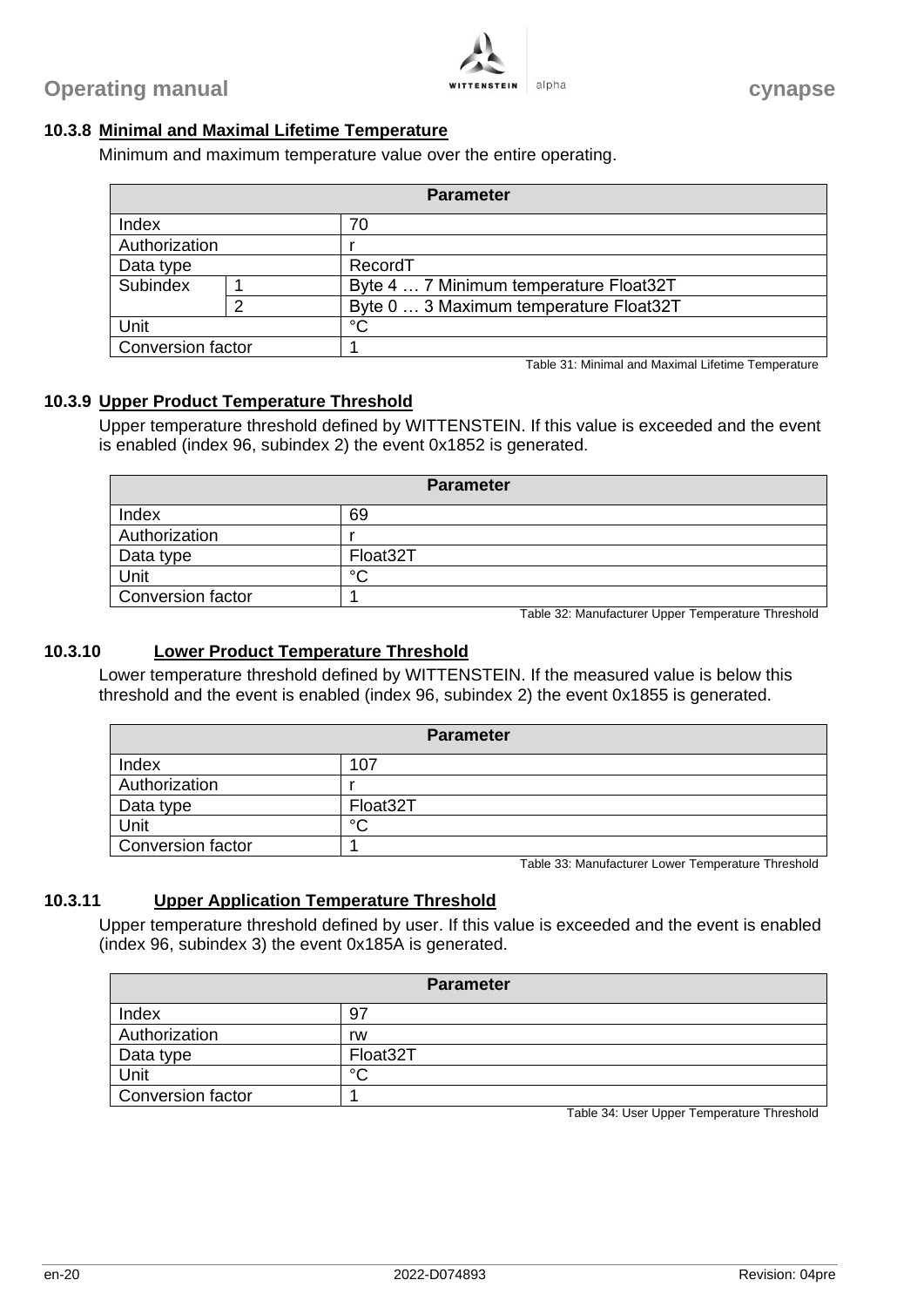### 10.3.8 Minimal and Maximal Lifetime Temperature

Minimum and maximum temperature value over the entire operating.

| Parameter | | |
|---|---|---|
| Index | | 70 |
| Authorization | | r |
| Data type | | RecordT |
| Subindex | 1 | Byte 4 … 7 Minimum temperature Float32T |
| | 2 | Byte 0 … 3 Maximum temperature Float32T |
| Unit | | °C |
| Conversion factor | | 1 |

Table 31: Minimal and Maximal Lifetime Temperature

### 10.3.9 Upper Product Temperature Threshold

Upper temperature threshold defined by WITTENSTEIN. If this value is exceeded and the event is enabled (index 96, subindex 2) the event 0x1852 is generated.

| Parameter | |
|---|---|
| Index | 69 |
| Authorization | r |
| Data type | Float32T |
| Unit | °C |
| Conversion factor | 1 |

Table 32: Manufacturer Upper Temperature Threshold

### 10.3.10 Lower Product Temperature Threshold

Lower temperature threshold defined by WITTENSTEIN. If the measured value is below this threshold and the event is enabled (index 96, subindex 2) the event 0x1855 is generated.

| Parameter | |
|---|---|
| Index | 107 |
| Authorization | r |
| Data type | Float32T |
| Unit | °C |
| Conversion factor | 1 |

Table 33: Manufacturer Lower Temperature Threshold

### 10.3.11 Upper Application Temperature Threshold

Upper temperature threshold defined by user. If this value is exceeded and the event is enabled (index 96, subindex 3) the event 0x185A is generated.

| Parameter | |
|---|---|
| Index | 97 |
| Authorization | rw |
| Data type | Float32T |
| Unit | °C |
| Conversion factor | 1 |

Table 34: User Upper Temperature Threshold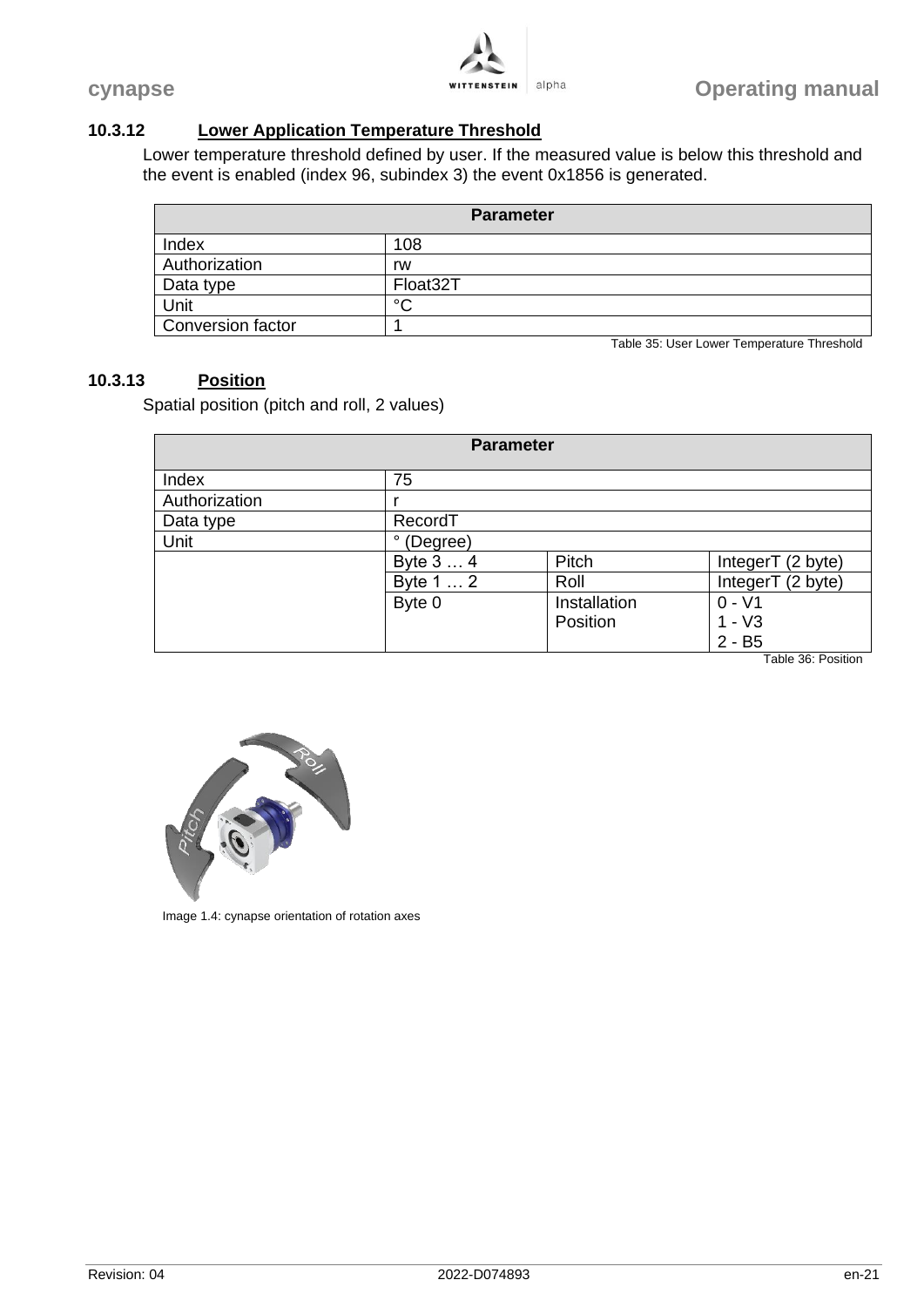### 10.3.12 Lower Application Temperature Threshold

Lower temperature threshold defined by user. If the measured value is below this threshold and the event is enabled (index 96, subindex 3) the event 0x1856 is generated.

| Parameter | |
|---|---|
| Index | 108 |
| Authorization | rw |
| Data type | Float32T |
| Unit | °C |
| Conversion factor | 1 |

Table 35: User Lower Temperature Threshold

### 10.3.13 Position

Spatial position (pitch and roll, 2 values)

| Parameter | | | |
|---|---|---|---|
| Index | 75 | | |
| Authorization | r | | |
| Data type | RecordT | | |
| Unit | ° (Degree) | | |
| | Byte 3 … 4 | Pitch | IntegerT (2 byte) |
| | Byte 1 … 2 | Roll | IntegerT (2 byte) |
| | Byte 0 | Installation Position | 0 - V1<br>1 - V3<br>2 - B5 |

Table 36: Position

Image 1.4: cynapse orientation of rotation axes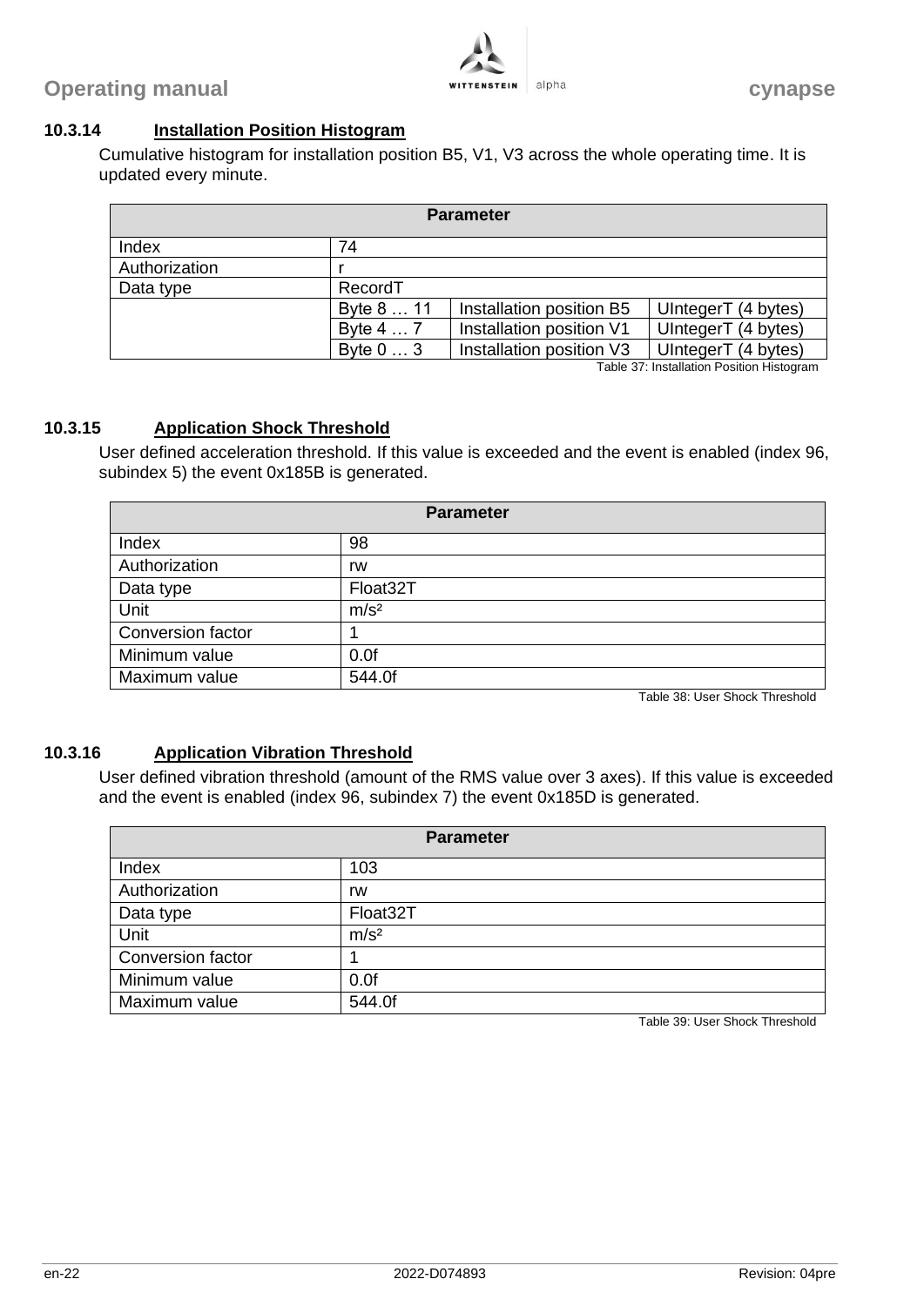### 10.3.14 Installation Position Histogram

Cumulative histogram for installation position B5, V1, V3 across the whole operating time. It is updated every minute.

| Parameter | | | |
|---|---|---|---|
| Index | 74 | | |
| Authorization | r | | |
| Data type | RecordT | | |
| | Byte 8 … 11 | Installation position B5 | UIntegerT (4 bytes) |
| | Byte 4 … 7 | Installation position V1 | UIntegerT (4 bytes) |
| | Byte 0 … 3 | Installation position V3 | UIntegerT (4 bytes) |

Table 37: Installation Position Histogram

### 10.3.15 Application Shock Threshold

User defined acceleration threshold. If this value is exceeded and the event is enabled (index 96, subindex 5) the event 0x185B is generated.

| Parameter | |
|---|---|
| Index | 98 |
| Authorization | rw |
| Data type | Float32T |
| Unit | m/s² |
| Conversion factor | 1 |
| Minimum value | 0.0f |
| Maximum value | 544.0f |

Table 38: User Shock Threshold

### 10.3.16 Application Vibration Threshold

User defined vibration threshold (amount of the RMS value over 3 axes). If this value is exceeded and the event is enabled (index 96, subindex 7) the event 0x185D is generated.

| Parameter | |
|---|---|
| Index | 103 |
| Authorization | rw |
| Data type | Float32T |
| Unit | m/s² |
| Conversion factor | 1 |
| Minimum value | 0.0f |
| Maximum value | 544.0f |

Table 39: User Shock Threshold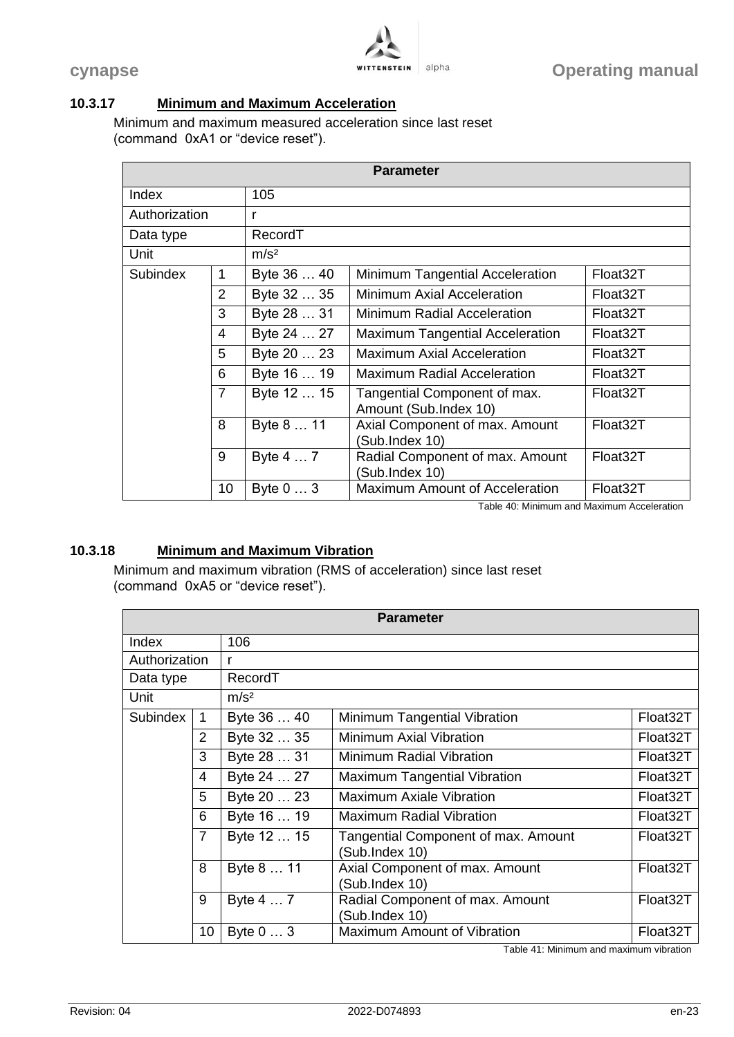### 10.3.17 Minimum and Maximum Acceleration

Minimum and maximum measured acceleration since last reset
(command 0xA1 or “device reset”).

| Parameter | | | | |
|---|---|---|---|---|
| Index | | 105 | | |
| Authorization | | r | | |
| Data type | | RecordT | | |
| Unit | | m/s² | | |
| Subindex | 1 | Byte 36 … 40 | Minimum Tangential Acceleration | Float32T |
| | 2 | Byte 32 … 35 | Minimum Axial Acceleration | Float32T |
| | 3 | Byte 28 … 31 | Minimum Radial Acceleration | Float32T |
| | 4 | Byte 24 … 27 | Maximum Tangential Acceleration | Float32T |
| | 5 | Byte 20 … 23 | Maximum Axial Acceleration | Float32T |
| | 6 | Byte 16 … 19 | Maximum Radial Acceleration | Float32T |
| | 7 | Byte 12 … 15 | Tangential Component of max. Amount (Sub.Index 10) | Float32T |
| | 8 | Byte 8 … 11 | Axial Component of max. Amount (Sub.Index 10) | Float32T |
| | 9 | Byte 4 … 7 | Radial Component of max. Amount (Sub.Index 10) | Float32T |
| | 10 | Byte 0 … 3 | Maximum Amount of Acceleration | Float32T |

Table 40: Minimum and Maximum Acceleration

### 10.3.18 Minimum and Maximum Vibration

Minimum and maximum vibration (RMS of acceleration) since last reset
(command 0xA5 or “device reset”).

| Parameter | | | | |
|---|---|---|---|---|
| Index | | 106 | | |
| Authorization | | r | | |
| Data type | | RecordT | | |
| Unit | | m/s² | | |
| Subindex | 1 | Byte 36 … 40 | Minimum Tangential Vibration | Float32T |
| | 2 | Byte 32 … 35 | Minimum Axial Vibration | Float32T |
| | 3 | Byte 28 … 31 | Minimum Radial Vibration | Float32T |
| | 4 | Byte 24 … 27 | Maximum Tangential Vibration | Float32T |
| | 5 | Byte 20 … 23 | Maximum Axiale Vibration | Float32T |
| | 6 | Byte 16 … 19 | Maximum Radial Vibration | Float32T |
| | 7 | Byte 12 … 15 | Tangential Component of max. Amount (Sub.Index 10) | Float32T |
| | 8 | Byte 8 … 11 | Axial Component of max. Amount (Sub.Index 10) | Float32T |
| | 9 | Byte 4 … 7 | Radial Component of max. Amount (Sub.Index 10) | Float32T |
| | 10 | Byte 0 … 3 | Maximum Amount of Vibration | Float32T |

Table 41: Minimum and maximum vibration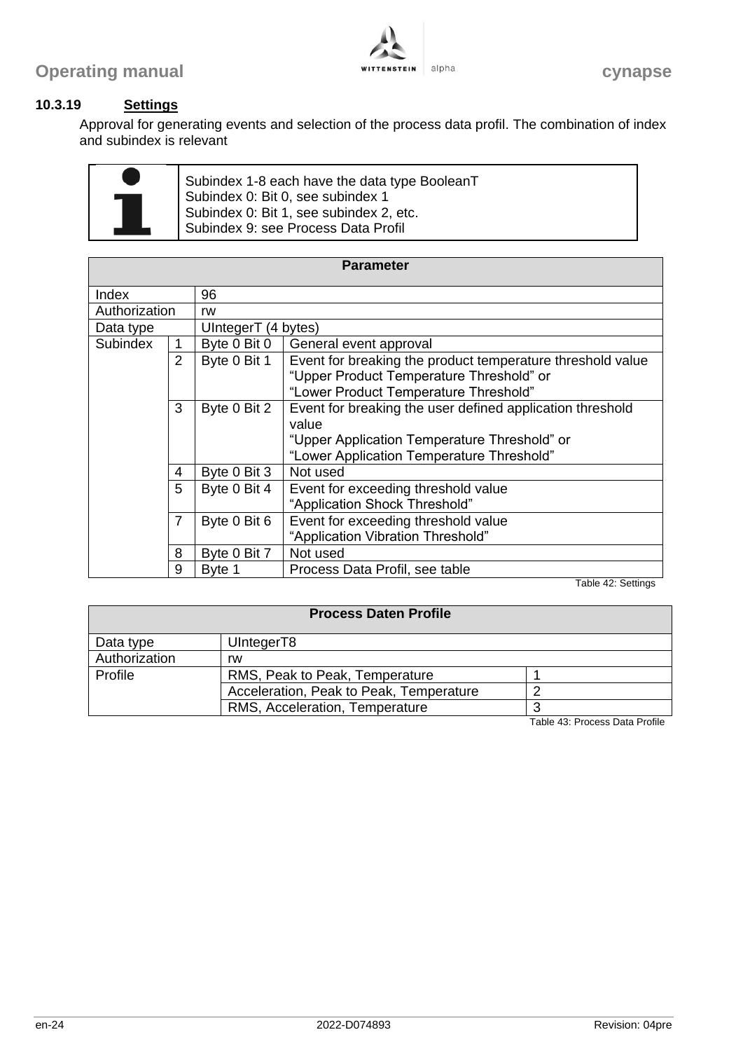### 10.3.19 Settings

Approval for generating events and selection of the process data profil. The combination of index and subindex is relevant

> Subindex 1-8 each have the data type BooleanT
> Subindex 0: Bit 0, see subindex 1
> Subindex 0: Bit 1, see subindex 2, etc.
> Subindex 9: see Process Data Profil

| Parameter | | | |
|---|---|---|---|
| Index | | 96 | |
| Authorization | | rw | |
| Data type | | UIntegerT (4 bytes) | |
| Subindex | 1 | Byte 0 Bit 0 | General event approval |
| | 2 | Byte 0 Bit 1 | Event for breaking the product temperature threshold value "Upper Product Temperature Threshold" or "Lower Product Temperature Threshold" |
| | 3 | Byte 0 Bit 2 | Event for breaking the user defined application threshold value "Upper Application Temperature Threshold" or "Lower Application Temperature Threshold" |
| | 4 | Byte 0 Bit 3 | Not used |
| | 5 | Byte 0 Bit 4 | Event for exceeding threshold value "Application Shock Threshold" |
| | 7 | Byte 0 Bit 6 | Event for exceeding threshold value "Application Vibration Threshold" |
| | 8 | Byte 0 Bit 7 | Not used |
| | 9 | Byte 1 | Process Data Profil, see table |

Table 42: Settings

| Process Daten Profile | | |
|---|---|---|
| Data type | UIntegerT8 | |
| Authorization | rw | |
| Profile | RMS, Peak to Peak, Temperature | 1 |
| | Acceleration, Peak to Peak, Temperature | 2 |
| | RMS, Acceleration, Temperature | 3 |

Table 43: Process Data Profile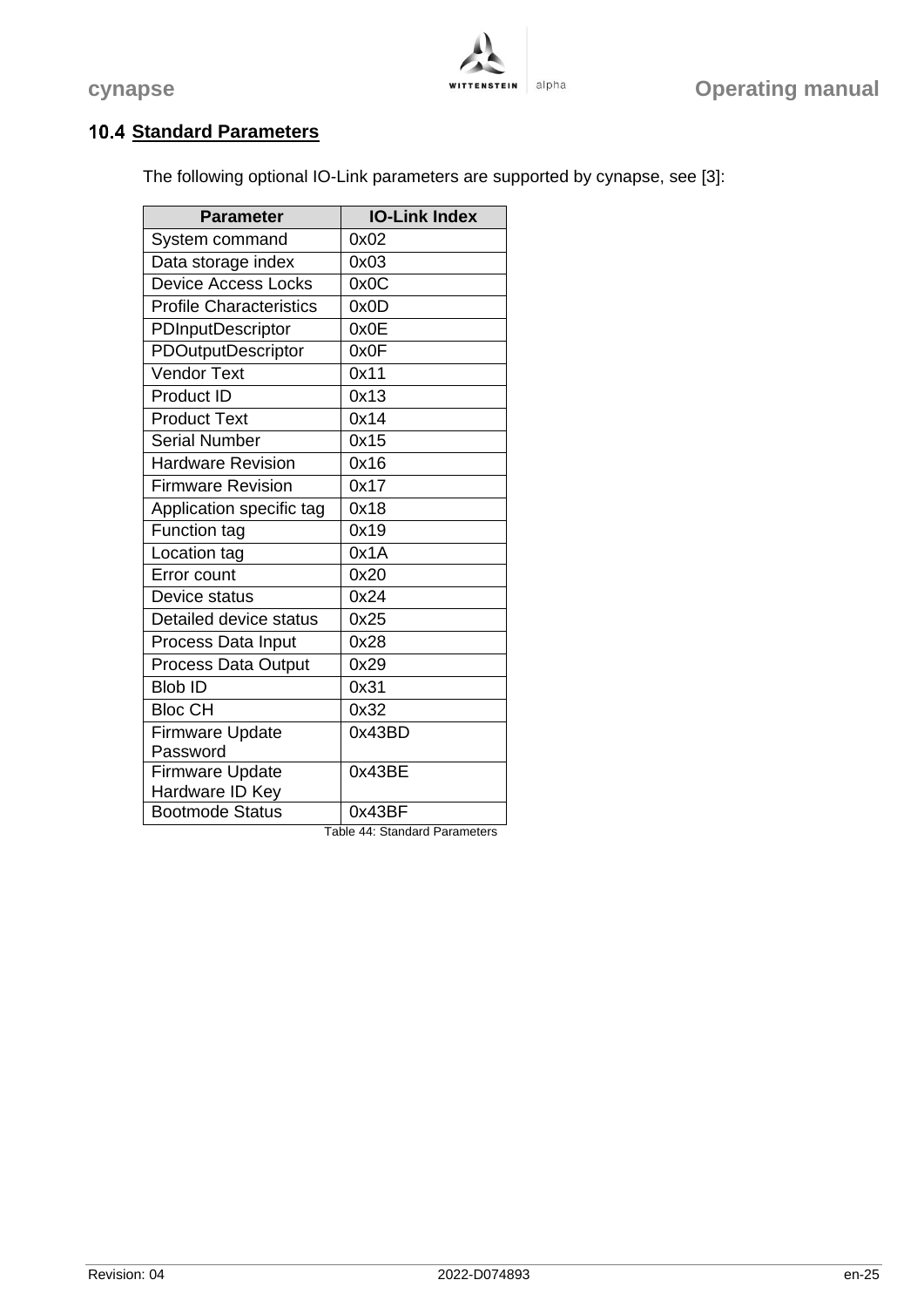## 10.4 Standard Parameters

The following optional IO-Link parameters are supported by cynapse, see [3]:

| Parameter | IO-Link Index |
|---|---|
| System command | 0x02 |
| Data storage index | 0x03 |
| Device Access Locks | 0x0C |
| Profile Characteristics | 0x0D |
| PDInputDescriptor | 0x0E |
| PDOutputDescriptor | 0x0F |
| Vendor Text | 0x11 |
| Product ID | 0x13 |
| Product Text | 0x14 |
| Serial Number | 0x15 |
| Hardware Revision | 0x16 |
| Firmware Revision | 0x17 |
| Application specific tag | 0x18 |
| Function tag | 0x19 |
| Location tag | 0x1A |
| Error count | 0x20 |
| Device status | 0x24 |
| Detailed device status | 0x25 |
| Process Data Input | 0x28 |
| Process Data Output | 0x29 |
| Blob ID | 0x31 |
| Bloc CH | 0x32 |
| Firmware Update Password | 0x43BD |
| Firmware Update Hardware ID Key | 0x43BE |
| Bootmode Status | 0x43BF |

Table 44: Standard Parameters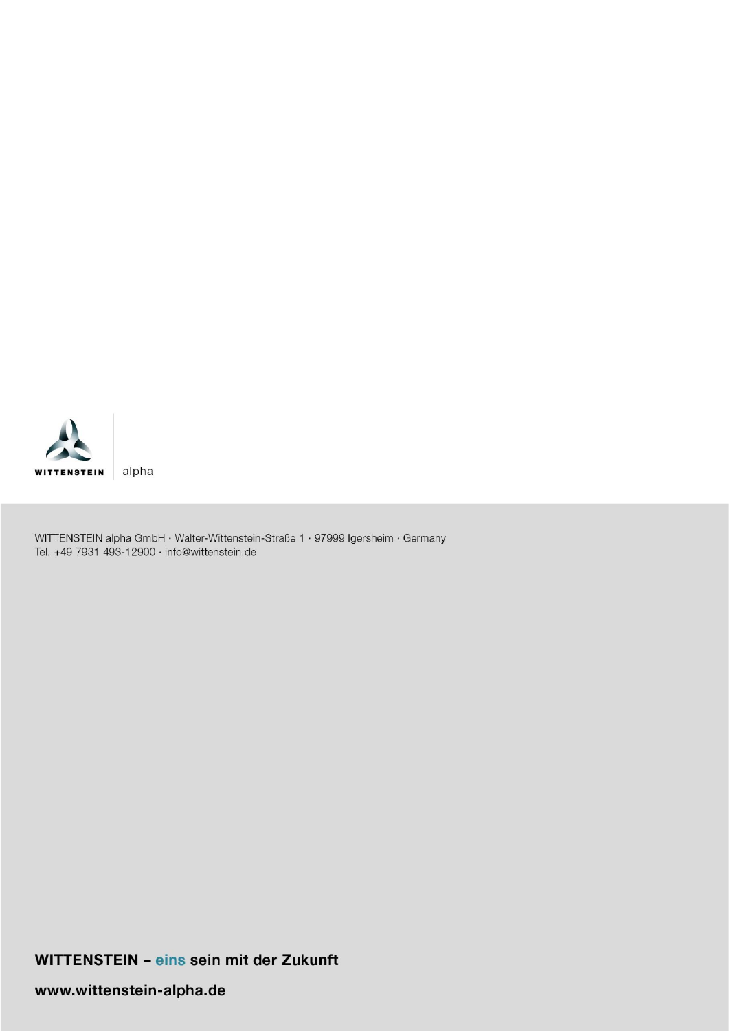WITTENSTEIN alpha

WITTENSTEIN alpha GmbH · Walter-Wittenstein-Straße 1 · 97999 Igersheim · Germany
Tel. +49 7931 493-12900 · info@wittenstein.de

**WITTENSTEIN – eins sein mit der Zukunft**

**www.wittenstein-alpha.de**